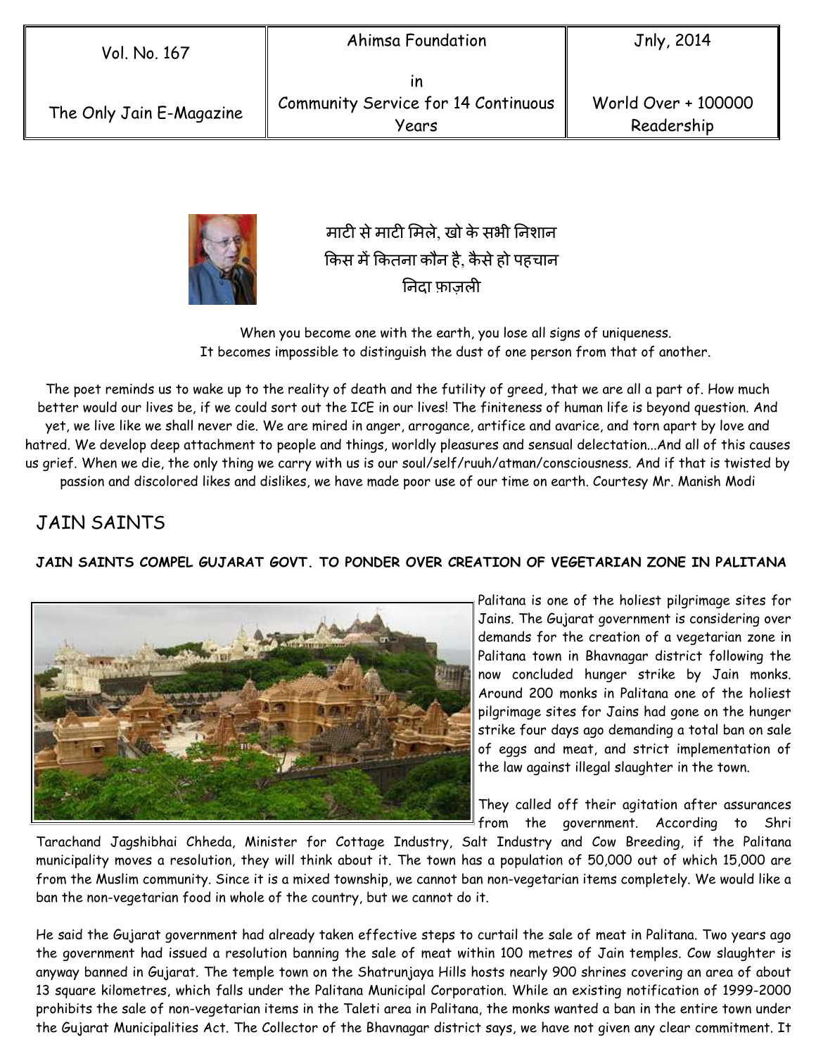| Vol. No. 167<br><br>The Only Jain E-Magazine | Ahimsa Foundation<br>in<br>Community Service for 14 Continuous Years | Jnly, 2014<br><br>World Over + 100000 Readership |
|---|---|---|

माटी से माटी मिले, खो के सभी निशान
किस में कितना कौन है, कैसे हो पहचान
निदा फ़ाज़ली

When you become one with the earth, you lose all signs of uniqueness.
It becomes impossible to distinguish the dust of one person from that of another.

The poet reminds us to wake up to the reality of death and the futility of greed, that we are all a part of. How much better would our lives be, if we could sort out the ICE in our lives! The finiteness of human life is beyond question. And yet, we live like we shall never die. We are mired in anger, arrogance, artifice and avarice, and torn apart by love and hatred. We develop deep attachment to people and things, worldly pleasures and sensual delectation...And all of this causes us grief. When we die, the only thing we carry with us is our soul/self/ruuh/atman/consciousness. And if that is twisted by passion and discolored likes and dislikes, we have made poor use of our time on earth. Courtesy Mr. Manish Modi

## JAIN SAINTS

**JAIN SAINTS COMPEL GUJARAT GOVT. TO PONDER OVER CREATION OF VEGETARIAN ZONE IN PALITANA**

Palitana is one of the holiest pilgrimage sites for Jains. The Gujarat government is considering over demands for the creation of a vegetarian zone in Palitana town in Bhavnagar district following the now concluded hunger strike by Jain monks. Around 200 monks in Palitana one of the holiest pilgrimage sites for Jains had gone on the hunger strike four days ago demanding a total ban on sale of eggs and meat, and strict implementation of the law against illegal slaughter in the town.

They called off their agitation after assurances from the government. According to Shri Tarachand Jagshibhai Chheda, Minister for Cottage Industry, Salt Industry and Cow Breeding, if the Palitana municipality moves a resolution, they will think about it. The town has a population of 50,000 out of which 15,000 are from the Muslim community. Since it is a mixed township, we cannot ban non-vegetarian items completely. We would like a ban the non-vegetarian food in whole of the country, but we cannot do it.

He said the Gujarat government had already taken effective steps to curtail the sale of meat in Palitana. Two years ago the government had issued a resolution banning the sale of meat within 100 metres of Jain temples. Cow slaughter is anyway banned in Gujarat. The temple town on the Shatrunjaya Hills hosts nearly 900 shrines covering an area of about 13 square kilometres, which falls under the Palitana Municipal Corporation. While an existing notification of 1999-2000 prohibits the sale of non-vegetarian items in the Taleti area in Palitana, the monks wanted a ban in the entire town under the Gujarat Municipalities Act. The Collector of the Bhavnagar district says, we have not given any clear commitment. It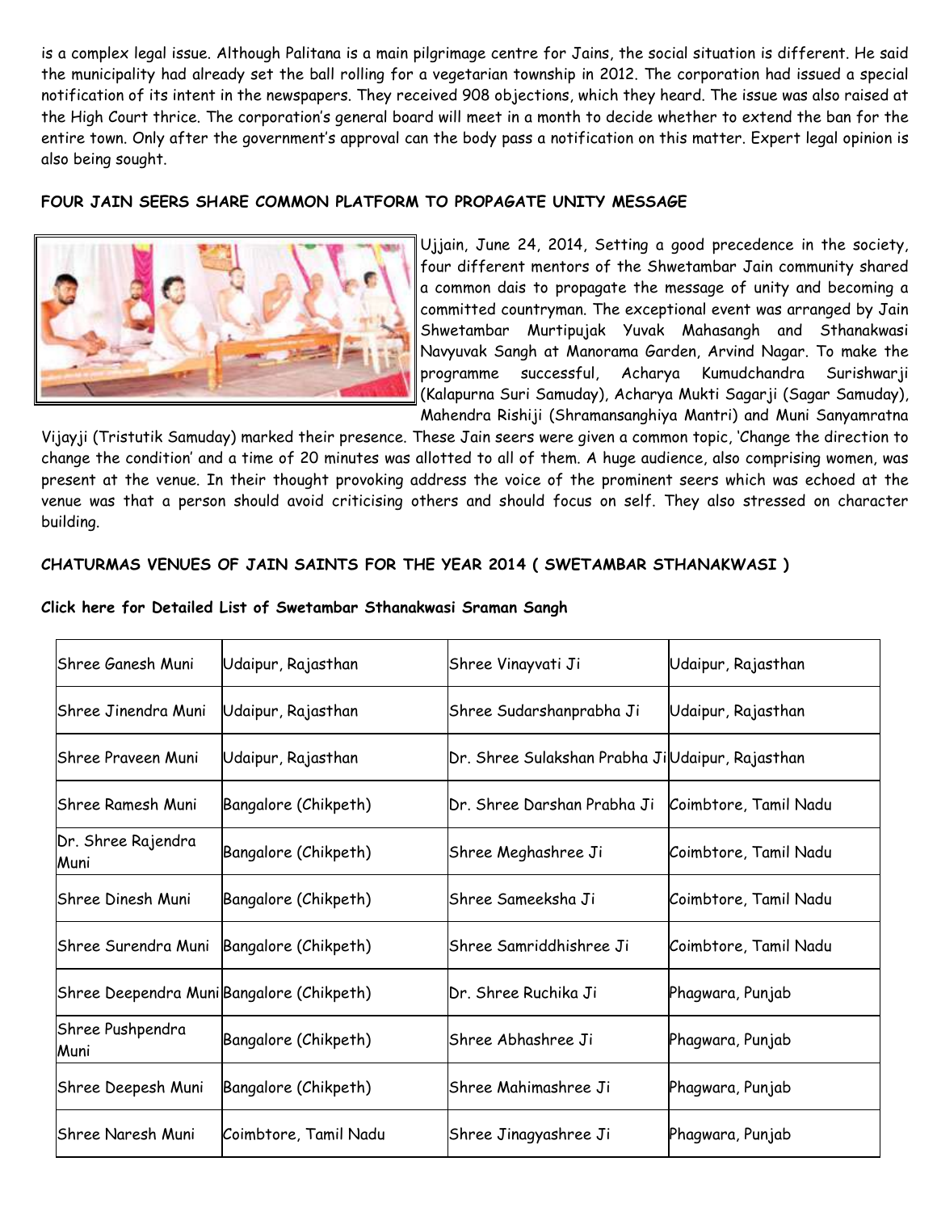is a complex legal issue. Although Palitana is a main pilgrimage centre for Jains, the social situation is different. He said the municipality had already set the ball rolling for a vegetarian township in 2012. The corporation had issued a special notification of its intent in the newspapers. They received 908 objections, which they heard. The issue was also raised at the High Court thrice. The corporation's general board will meet in a month to decide whether to extend the ban for the entire town. Only after the government's approval can the body pass a notification on this matter. Expert legal opinion is also being sought.

**FOUR JAIN SEERS SHARE COMMON PLATFORM TO PROPAGATE UNITY MESSAGE**

Ujjain, June 24, 2014, Setting a good precedence in the society, four different mentors of the Shwetambar Jain community shared a common dais to propagate the message of unity and becoming a committed countryman. The exceptional event was arranged by Jain Shwetambar Murtipujak Yuvak Mahasangh and Sthanakwasi Navyuvak Sangh at Manorama Garden, Arvind Nagar. To make the programme successful, Acharya Kumudchandra Surishwarji (Kalapurna Suri Samuday), Acharya Mukti Sagarji (Sagar Samuday), Mahendra Rishiji (Shramansanghiya Mantri) and Muni Sanyamratna Vijayji (Tristutik Samuday) marked their presence. These Jain seers were given a common topic, 'Change the direction to change the condition' and a time of 20 minutes was allotted to all of them. A huge audience, also comprising women, was present at the venue. In their thought provoking address the voice of the prominent seers which was echoed at the venue was that a person should avoid criticising others and should focus on self. They also stressed on character building.

**CHATURMAS VENUES OF JAIN SAINTS FOR THE YEAR 2014 ( SWETAMBAR STHANAKWASI )**

**Click here for Detailed List of Swetambar Sthanakwasi Sraman Sangh**

| | | | |
|---|---|---|---|
| Shree Ganesh Muni | Udaipur, Rajasthan | Shree Vinayvati Ji | Udaipur, Rajasthan |
| Shree Jinendra Muni | Udaipur, Rajasthan | Shree Sudarshanprabha Ji | Udaipur, Rajasthan |
| Shree Praveen Muni | Udaipur, Rajasthan | Dr. Shree Sulakshan Prabha Ji | Udaipur, Rajasthan |
| Shree Ramesh Muni | Bangalore (Chikpeth) | Dr. Shree Darshan Prabha Ji | Coimbtore, Tamil Nadu |
| Dr. Shree Rajendra Muni | Bangalore (Chikpeth) | Shree Meghashree Ji | Coimbtore, Tamil Nadu |
| Shree Dinesh Muni | Bangalore (Chikpeth) | Shree Sameeksha Ji | Coimbtore, Tamil Nadu |
| Shree Surendra Muni | Bangalore (Chikpeth) | Shree Samriddhishree Ji | Coimbtore, Tamil Nadu |
| Shree Deependra Muni | Bangalore (Chikpeth) | Dr. Shree Ruchika Ji | Phagwara, Punjab |
| Shree Pushpendra Muni | Bangalore (Chikpeth) | Shree Abhashree Ji | Phagwara, Punjab |
| Shree Deepesh Muni | Bangalore (Chikpeth) | Shree Mahimashree Ji | Phagwara, Punjab |
| Shree Naresh Muni | Coimbtore, Tamil Nadu | Shree Jinagyashree Ji | Phagwara, Punjab |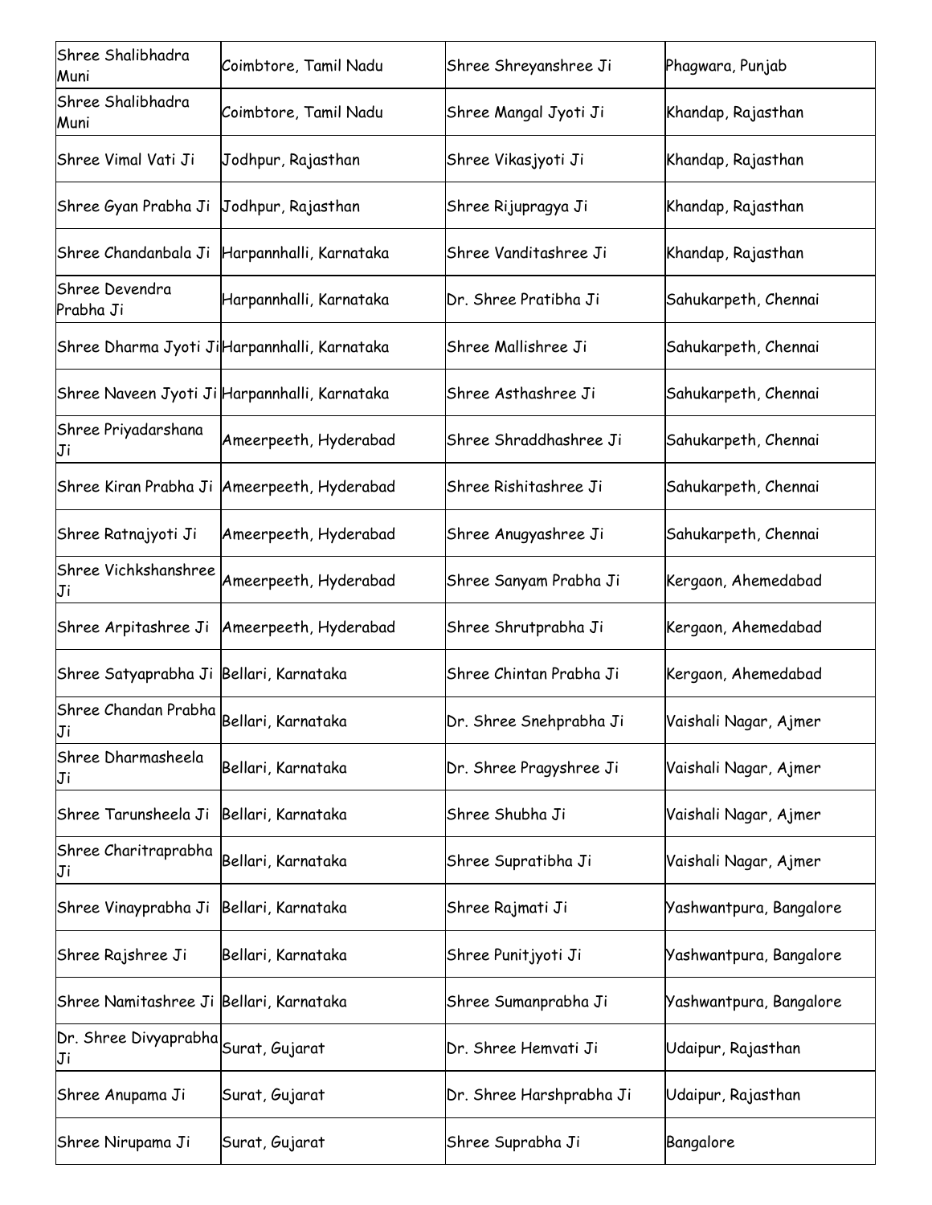| Shree Shalibhadra Muni | Coimbtore, Tamil Nadu | Shree Shreyanshree Ji | Phagwara, Punjab |
|---|---|---|---|
| Shree Shalibhadra Muni | Coimbtore, Tamil Nadu | Shree Mangal Jyoti Ji | Khandap, Rajasthan |
| Shree Vimal Vati Ji | Jodhpur, Rajasthan | Shree Vikasjyoti Ji | Khandap, Rajasthan |
| Shree Gyan Prabha Ji | Jodhpur, Rajasthan | Shree Rijupragya Ji | Khandap, Rajasthan |
| Shree Chandanbala Ji | Harpannhalli, Karnataka | Shree Vanditashree Ji | Khandap, Rajasthan |
| Shree Devendra Prabha Ji | Harpannhalli, Karnataka | Dr. Shree Pratibha Ji | Sahukarpeth, Chennai |
| Shree Dharma Jyoti Ji | Harpannhalli, Karnataka | Shree Mallishree Ji | Sahukarpeth, Chennai |
| Shree Naveen Jyoti Ji | Harpannhalli, Karnataka | Shree Asthashree Ji | Sahukarpeth, Chennai |
| Shree Priyadarshana Ji | Ameerpeeth, Hyderabad | Shree Shraddhashree Ji | Sahukarpeth, Chennai |
| Shree Kiran Prabha Ji | Ameerpeeth, Hyderabad | Shree Rishitashree Ji | Sahukarpeth, Chennai |
| Shree Ratnajyoti Ji | Ameerpeeth, Hyderabad | Shree Anugyashree Ji | Sahukarpeth, Chennai |
| Shree Vichkshanshree Ji | Ameerpeeth, Hyderabad | Shree Sanyam Prabha Ji | Kergaon, Ahemedabad |
| Shree Arpitashree Ji | Ameerpeeth, Hyderabad | Shree Shrutprabha Ji | Kergaon, Ahemedabad |
| Shree Satyaprabha Ji | Bellari, Karnataka | Shree Chintan Prabha Ji | Kergaon, Ahemedabad |
| Shree Chandan Prabha Ji | Bellari, Karnataka | Dr. Shree Snehprabha Ji | Vaishali Nagar, Ajmer |
| Shree Dharmasheela Ji | Bellari, Karnataka | Dr. Shree Pragyshree Ji | Vaishali Nagar, Ajmer |
| Shree Tarunsheela Ji | Bellari, Karnataka | Shree Shubha Ji | Vaishali Nagar, Ajmer |
| Shree Charitraprabha Ji | Bellari, Karnataka | Shree Supratibha Ji | Vaishali Nagar, Ajmer |
| Shree Vinayprabha Ji | Bellari, Karnataka | Shree Rajmati Ji | Yashwantpura, Bangalore |
| Shree Rajshree Ji | Bellari, Karnataka | Shree Punitjyoti Ji | Yashwantpura, Bangalore |
| Shree Namitashree Ji | Bellari, Karnataka | Shree Sumanprabha Ji | Yashwantpura, Bangalore |
| Dr. Shree Divyaprabha Ji | Surat, Gujarat | Dr. Shree Hemvati Ji | Udaipur, Rajasthan |
| Shree Anupama Ji | Surat, Gujarat | Dr. Shree Harshprabha Ji | Udaipur, Rajasthan |
| Shree Nirupama Ji | Surat, Gujarat | Shree Suprabha Ji | Bangalore |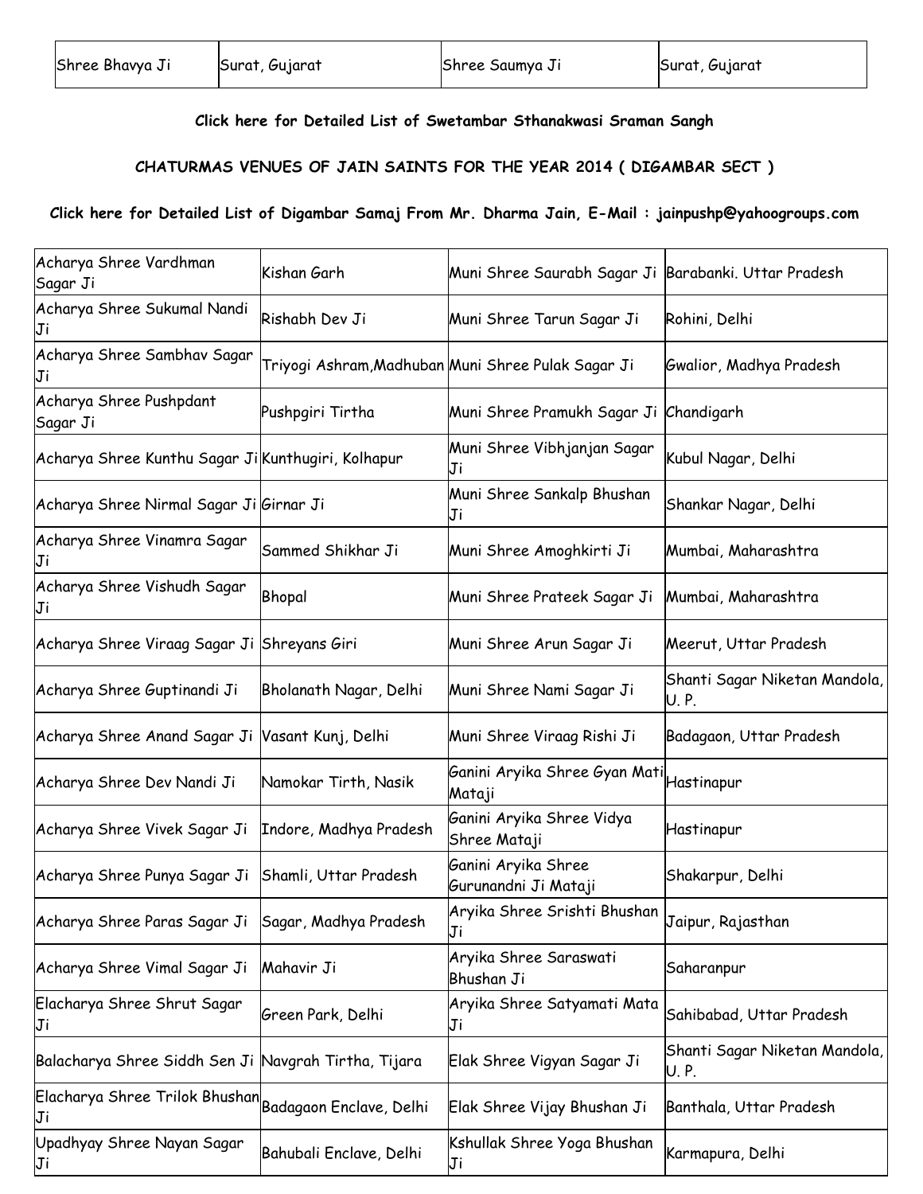| Shree Bhavya Ji | Surat, Gujarat | Shree Saumya Ji | Surat, Gujarat |
|---|---|---|---|

**Click here for Detailed List of Swetambar Sthanakwasi Sraman Sangh**

**CHATURMAS VENUES OF JAIN SAINTS FOR THE YEAR 2014 ( DIGAMBAR SECT )**

**Click here for Detailed List of Digambar Samaj From Mr. Dharma Jain, E-Mail : jainpushp@yahoogroups.com**

| Acharya Shree Vardhman Sagar Ji | Kishan Garh | Muni Shree Saurabh Sagar Ji | Barabanki. Uttar Pradesh |
|---|---|---|---|
| Acharya Shree Sukumal Nandi Ji | Rishabh Dev Ji | Muni Shree Tarun Sagar Ji | Rohini, Delhi |
| Acharya Shree Sambhav Sagar Ji | Triyogi Ashram,Madhuban | Muni Shree Pulak Sagar Ji | Gwalior, Madhya Pradesh |
| Acharya Shree Pushpdant Sagar Ji | Pushpgiri Tirtha | Muni Shree Pramukh Sagar Ji | Chandigarh |
| Acharya Shree Kunthu Sagar Ji | Kunthugiri, Kolhapur | Muni Shree Vibhjanjan Sagar Ji | Kubul Nagar, Delhi |
| Acharya Shree Nirmal Sagar Ji | Girnar Ji | Muni Shree Sankalp Bhushan Ji | Shankar Nagar, Delhi |
| Acharya Shree Vinamra Sagar Ji | Sammed Shikhar Ji | Muni Shree Amoghkirti Ji | Mumbai, Maharashtra |
| Acharya Shree Vishudh Sagar Ji | Bhopal | Muni Shree Prateek Sagar Ji | Mumbai, Maharashtra |
| Acharya Shree Viraag Sagar Ji | Shreyans Giri | Muni Shree Arun Sagar Ji | Meerut, Uttar Pradesh |
| Acharya Shree Guptinandi Ji | Bholanath Nagar, Delhi | Muni Shree Nami Sagar Ji | Shanti Sagar Niketan Mandola, U. P. |
| Acharya Shree Anand Sagar Ji | Vasant Kunj, Delhi | Muni Shree Viraag Rishi Ji | Badagaon, Uttar Pradesh |
| Acharya Shree Dev Nandi Ji | Namokar Tirth, Nasik | Ganini Aryika Shree Gyan Mati Mataji | Hastinapur |
| Acharya Shree Vivek Sagar Ji | Indore, Madhya Pradesh | Ganini Aryika Shree Vidya Shree Mataji | Hastinapur |
| Acharya Shree Punya Sagar Ji | Shamli, Uttar Pradesh | Ganini Aryika Shree Gurunandni Ji Mataji | Shakarpur, Delhi |
| Acharya Shree Paras Sagar Ji | Sagar, Madhya Pradesh | Aryika Shree Srishti Bhushan Ji | Jaipur, Rajasthan |
| Acharya Shree Vimal Sagar Ji | Mahavir Ji | Aryika Shree Saraswati Bhushan Ji | Saharanpur |
| Elacharya Shree Shrut Sagar Ji | Green Park, Delhi | Aryika Shree Satyamati Mata Ji | Sahibabad, Uttar Pradesh |
| Balacharya Shree Siddh Sen Ji | Navgrah Tirtha, Tijara | Elak Shree Vigyan Sagar Ji | Shanti Sagar Niketan Mandola, U. P. |
| Elacharya Shree Trilok Bhushan Ji | Badagaon Enclave, Delhi | Elak Shree Vijay Bhushan Ji | Banthala, Uttar Pradesh |
| Upadhyay Shree Nayan Sagar Ji | Bahubali Enclave, Delhi | Kshullak Shree Yoga Bhushan Ji | Karmapura, Delhi |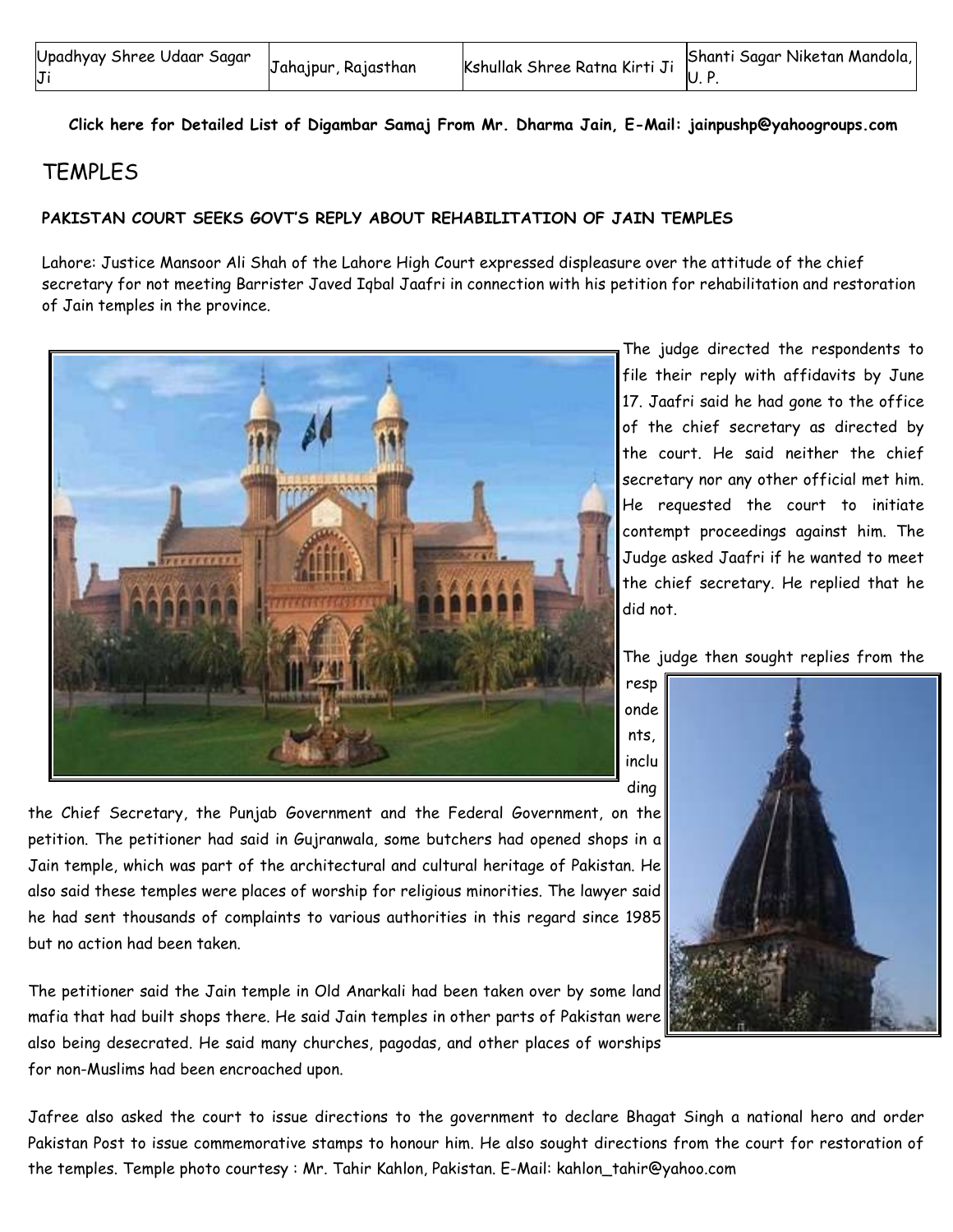| Upadhyay Shree Udaar Sagar Ji | Jahajpur, Rajasthan | Kshullak Shree Ratna Kirti Ji | Shanti Sagar Niketan Mandola, U. P. |
|---|---|---|---|

**Click here for Detailed List of Digambar Samaj From Mr. Dharma Jain, E-Mail: jainpushp@yahoogroups.com**

# TEMPLES

**PAKISTAN COURT SEEKS GOVT'S REPLY ABOUT REHABILITATION OF JAIN TEMPLES**

Lahore: Justice Mansoor Ali Shah of the Lahore High Court expressed displeasure over the attitude of the chief secretary for not meeting Barrister Javed Iqbal Jaafri in connection with his petition for rehabilitation and restoration of Jain temples in the province.

The judge directed the respondents to file their reply with affidavits by June 17. Jaafri said he had gone to the office of the chief secretary as directed by the court. He said neither the chief secretary nor any other official met him. He requested the court to initiate contempt proceedings against him. The Judge asked Jaafri if he wanted to meet the chief secretary. He replied that he did not.

The judge then sought replies from the respondents, including the Chief Secretary, the Punjab Government and the Federal Government, on the petition. The petitioner had said in Gujranwala, some butchers had opened shops in a Jain temple, which was part of the architectural and cultural heritage of Pakistan. He also said these temples were places of worship for religious minorities. The lawyer said he had sent thousands of complaints to various authorities in this regard since 1985 but no action had been taken.

The petitioner said the Jain temple in Old Anarkali had been taken over by some land mafia that had built shops there. He said Jain temples in other parts of Pakistan were also being desecrated. He said many churches, pagodas, and other places of worships for non-Muslims had been encroached upon.

Jafree also asked the court to issue directions to the government to declare Bhagat Singh a national hero and order Pakistan Post to issue commemorative stamps to honour him. He also sought directions from the court for restoration of the temples. Temple photo courtesy : Mr. Tahir Kahlon, Pakistan. E-Mail: kahlon_tahir@yahoo.com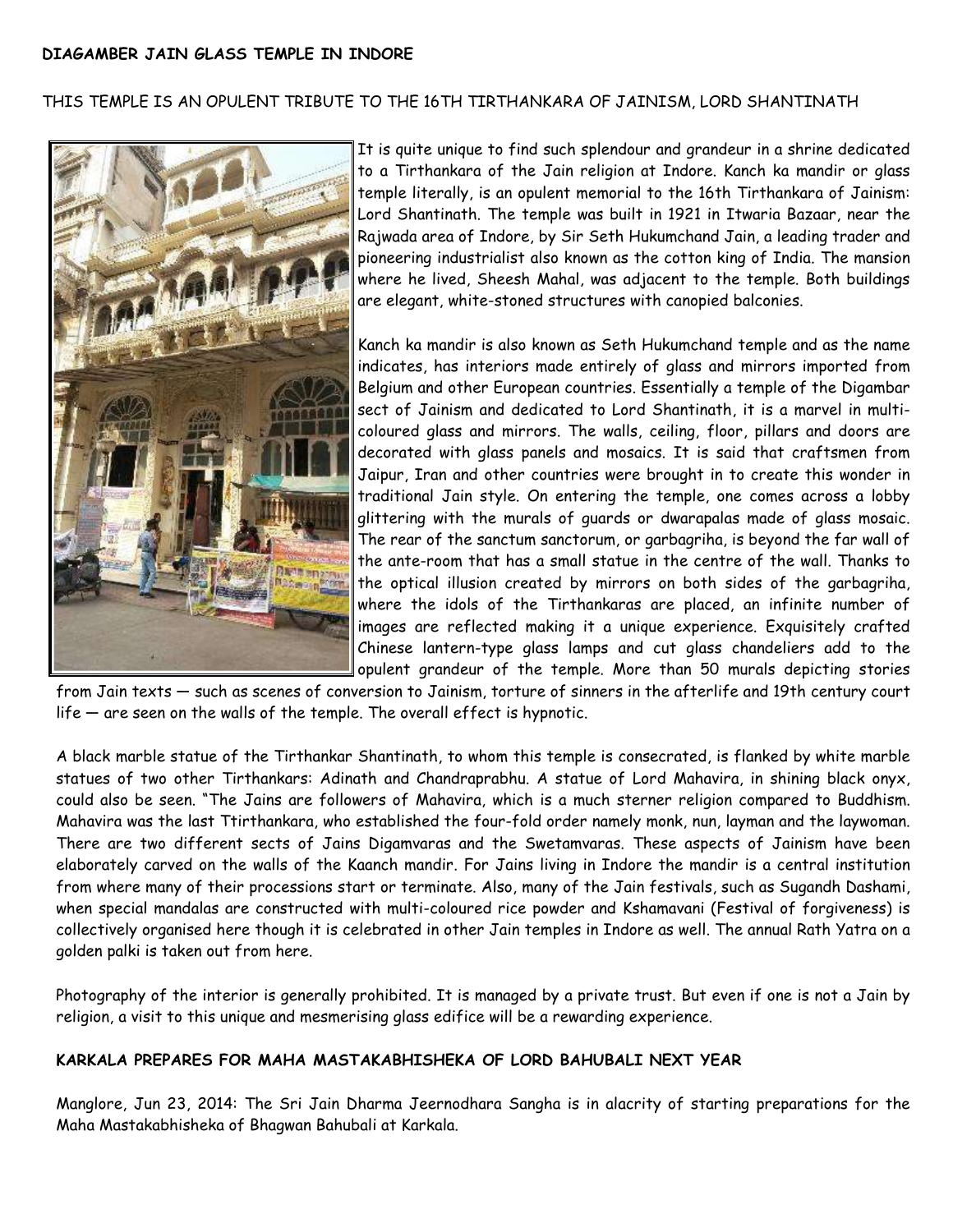**DIAGAMBER JAIN GLASS TEMPLE IN INDORE**

THIS TEMPLE IS AN OPULENT TRIBUTE TO THE 16TH TIRTHANKARA OF JAINISM, LORD SHANTINATH

It is quite unique to find such splendour and grandeur in a shrine dedicated to a Tirthankara of the Jain religion at Indore. Kanch ka mandir or glass temple literally, is an opulent memorial to the 16th Tirthankara of Jainism: Lord Shantinath. The temple was built in 1921 in Itwaria Bazaar, near the Rajwada area of Indore, by Sir Seth Hukumchand Jain, a leading trader and pioneering industrialist also known as the cotton king of India. The mansion where he lived, Sheesh Mahal, was adjacent to the temple. Both buildings are elegant, white-stoned structures with canopied balconies.

Kanch ka mandir is also known as Seth Hukumchand temple and as the name indicates, has interiors made entirely of glass and mirrors imported from Belgium and other European countries. Essentially a temple of the Digambar sect of Jainism and dedicated to Lord Shantinath, it is a marvel in multi-coloured glass and mirrors. The walls, ceiling, floor, pillars and doors are decorated with glass panels and mosaics. It is said that craftsmen from Jaipur, Iran and other countries were brought in to create this wonder in traditional Jain style. On entering the temple, one comes across a lobby glittering with the murals of guards or dwarapalas made of glass mosaic. The rear of the sanctum sanctorum, or garbagriha, is beyond the far wall of the ante-room that has a small statue in the centre of the wall. Thanks to the optical illusion created by mirrors on both sides of the garbagriha, where the idols of the Tirthankaras are placed, an infinite number of images are reflected making it a unique experience. Exquisitely crafted Chinese lantern-type glass lamps and cut glass chandeliers add to the opulent grandeur of the temple. More than 50 murals depicting stories from Jain texts — such as scenes of conversion to Jainism, torture of sinners in the afterlife and 19th century court life — are seen on the walls of the temple. The overall effect is hypnotic.

A black marble statue of the Tirthankar Shantinath, to whom this temple is consecrated, is flanked by white marble statues of two other Tirthankars: Adinath and Chandraprabhu. A statue of Lord Mahavira, in shining black onyx, could also be seen. "The Jains are followers of Mahavira, which is a much sterner religion compared to Buddhism. Mahavira was the last Ttirthankara, who established the four-fold order namely monk, nun, layman and the laywoman. There are two different sects of Jains Digamvaras and the Swetamvaras. These aspects of Jainism have been elaborately carved on the walls of the Kaanch mandir. For Jains living in Indore the mandir is a central institution from where many of their processions start or terminate. Also, many of the Jain festivals, such as Sugandh Dashami, when special mandalas are constructed with multi-coloured rice powder and Kshamavani (Festival of forgiveness) is collectively organised here though it is celebrated in other Jain temples in Indore as well. The annual Rath Yatra on a golden palki is taken out from here.

Photography of the interior is generally prohibited. It is managed by a private trust. But even if one is not a Jain by religion, a visit to this unique and mesmerising glass edifice will be a rewarding experience.

**KARKALA PREPARES FOR MAHA MASTAKABHISHEKA OF LORD BAHUBALI NEXT YEAR**

Manglore, Jun 23, 2014: The Sri Jain Dharma Jeernodhara Sangha is in alacrity of starting preparations for the Maha Mastakabhisheka of Bhagwan Bahubali at Karkala.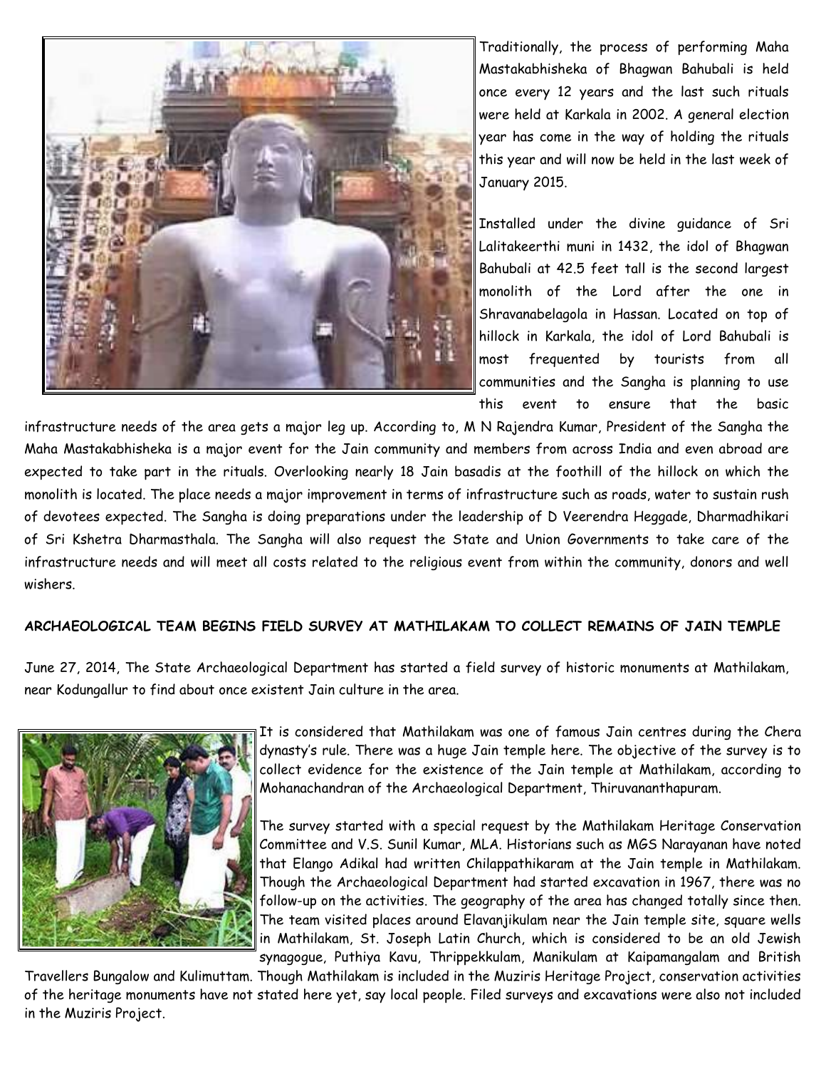Traditionally, the process of performing Maha Mastakabhisheka of Bhagwan Bahubali is held once every 12 years and the last such rituals were held at Karkala in 2002. A general election year has come in the way of holding the rituals this year and will now be held in the last week of January 2015.

Installed under the divine guidance of Sri Lalitakeerthi muni in 1432, the idol of Bhagwan Bahubali at 42.5 feet tall is the second largest monolith of the Lord after the one in Shravanabelagola in Hassan. Located on top of hillock in Karkala, the idol of Lord Bahubali is most frequented by tourists from all communities and the Sangha is planning to use this event to ensure that the basic infrastructure needs of the area gets a major leg up. According to, M N Rajendra Kumar, President of the Sangha the Maha Mastakabhisheka is a major event for the Jain community and members from across India and even abroad are expected to take part in the rituals. Overlooking nearly 18 Jain basadis at the foothill of the hillock on which the monolith is located. The place needs a major improvement in terms of infrastructure such as roads, water to sustain rush of devotees expected. The Sangha is doing preparations under the leadership of D Veerendra Heggade, Dharmadhikari of Sri Kshetra Dharmasthala. The Sangha will also request the State and Union Governments to take care of the infrastructure needs and will meet all costs related to the religious event from within the community, donors and well wishers.

**ARCHAEOLOGICAL TEAM BEGINS FIELD SURVEY AT MATHILAKAM TO COLLECT REMAINS OF JAIN TEMPLE**

June 27, 2014, The State Archaeological Department has started a field survey of historic monuments at Mathilakam, near Kodungallur to find about once existent Jain culture in the area.

It is considered that Mathilakam was one of famous Jain centres during the Chera dynasty's rule. There was a huge Jain temple here. The objective of the survey is to collect evidence for the existence of the Jain temple at Mathilakam, according to Mohanachandran of the Archaeological Department, Thiruvananthapuram.

The survey started with a special request by the Mathilakam Heritage Conservation Committee and V.S. Sunil Kumar, MLA. Historians such as MGS Narayanan have noted that Elango Adikal had written Chilappathikaram at the Jain temple in Mathilakam. Though the Archaeological Department had started excavation in 1967, there was no follow-up on the activities. The geography of the area has changed totally since then. The team visited places around Elavanjikulam near the Jain temple site, square wells in Mathilakam, St. Joseph Latin Church, which is considered to be an old Jewish synagogue, Puthiya Kavu, Thrippekkulam, Manikulam at Kaipamangalam and British Travellers Bungalow and Kulimuttam. Though Mathilakam is included in the Muziris Heritage Project, conservation activities of the heritage monuments have not stated here yet, say local people. Filed surveys and excavations were also not included in the Muziris Project.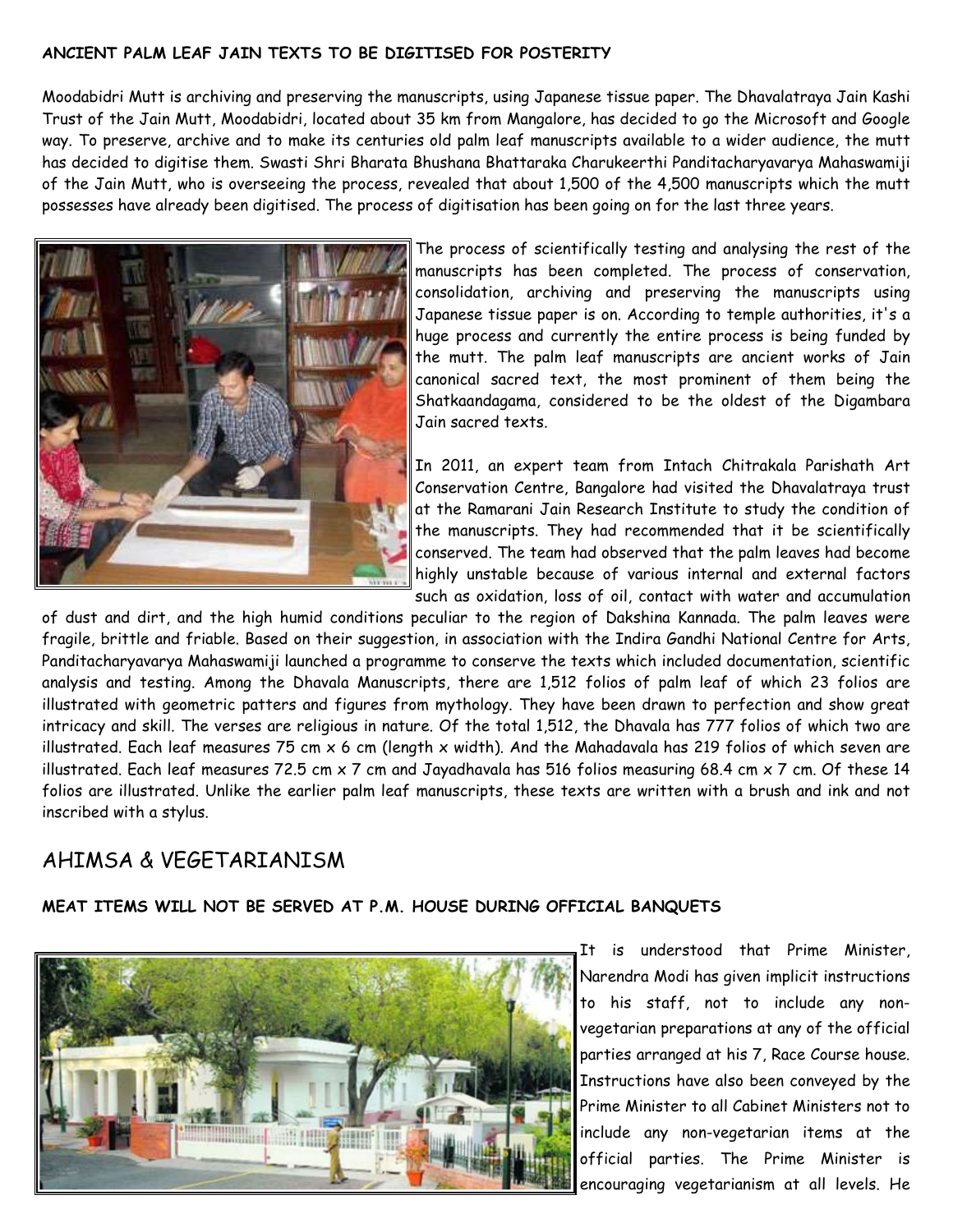**ANCIENT PALM LEAF JAIN TEXTS TO BE DIGITISED FOR POSTERITY**

Moodabidri Mutt is archiving and preserving the manuscripts, using Japanese tissue paper. The Dhavalatraya Jain Kashi Trust of the Jain Mutt, Moodabidri, located about 35 km from Mangalore, has decided to go the Microsoft and Google way. To preserve, archive and to make its centuries old palm leaf manuscripts available to a wider audience, the mutt has decided to digitise them. Swasti Shri Bharata Bhushana Bhattaraka Charukeerthi Panditacharyavarya Mahaswamiji of the Jain Mutt, who is overseeing the process, revealed that about 1,500 of the 4,500 manuscripts which the mutt possesses have already been digitised. The process of digitisation has been going on for the last three years.

The process of scientifically testing and analysing the rest of the manuscripts has been completed. The process of conservation, consolidation, archiving and preserving the manuscripts using Japanese tissue paper is on. According to temple authorities, it's a huge process and currently the entire process is being funded by the mutt. The palm leaf manuscripts are ancient works of Jain canonical sacred text, the most prominent of them being the Shatkaandagama, considered to be the oldest of the Digambara Jain sacred texts.

In 2011, an expert team from Intach Chitrakala Parishath Art Conservation Centre, Bangalore had visited the Dhavalatraya trust at the Ramarani Jain Research Institute to study the condition of the manuscripts. They had recommended that it be scientifically conserved. The team had observed that the palm leaves had become highly unstable because of various internal and external factors such as oxidation, loss of oil, contact with water and accumulation of dust and dirt, and the high humid conditions peculiar to the region of Dakshina Kannada. The palm leaves were fragile, brittle and friable. Based on their suggestion, in association with the Indira Gandhi National Centre for Arts, Panditacharyavarya Mahaswamiji launched a programme to conserve the texts which included documentation, scientific analysis and testing. Among the Dhavala Manuscripts, there are 1,512 folios of palm leaf of which 23 folios are illustrated with geometric patters and figures from mythology. They have been drawn to perfection and show great intricacy and skill. The verses are religious in nature. Of the total 1,512, the Dhavala has 777 folios of which two are illustrated. Each leaf measures 75 cm x 6 cm (length x width). And the Mahadavala has 219 folios of which seven are illustrated. Each leaf measures 72.5 cm x 7 cm and Jayadhavala has 516 folios measuring 68.4 cm x 7 cm. Of these 14 folios are illustrated. Unlike the earlier palm leaf manuscripts, these texts are written with a brush and ink and not inscribed with a stylus.

## AHIMSA & VEGETARIANISM

**MEAT ITEMS WILL NOT BE SERVED AT P.M. HOUSE DURING OFFICIAL BANQUETS**

It is understood that Prime Minister, Narendra Modi has given implicit instructions to his staff, not to include any non-vegetarian preparations at any of the official parties arranged at his 7, Race Course house. Instructions have also been conveyed by the Prime Minister to all Cabinet Ministers not to include any non-vegetarian items at the official parties. The Prime Minister is encouraging vegetarianism at all levels. He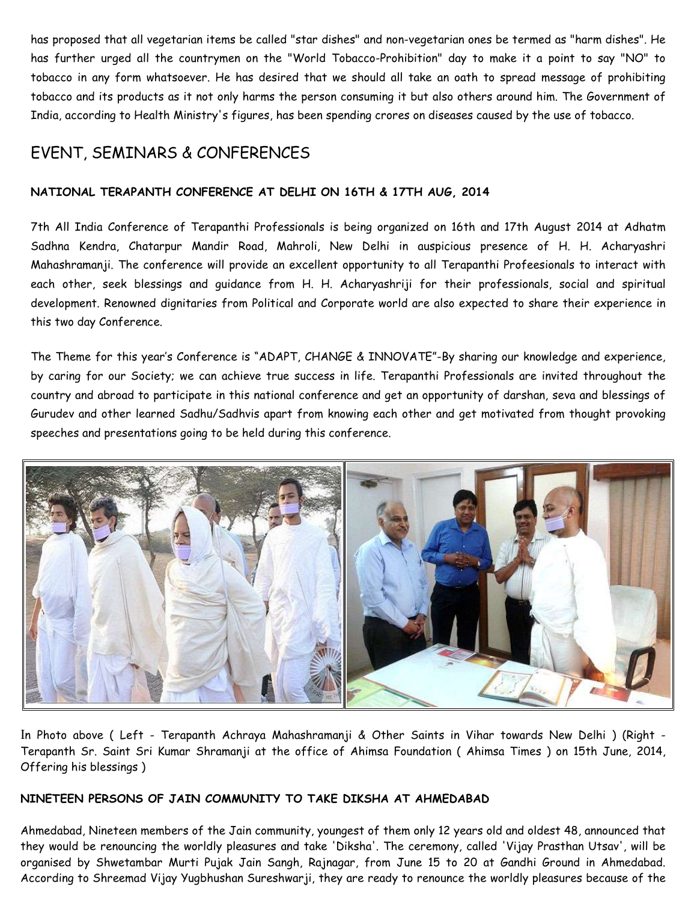has proposed that all vegetarian items be called "star dishes" and non-vegetarian ones be termed as "harm dishes". He has further urged all the countrymen on the "World Tobacco-Prohibition" day to make it a point to say "NO" to tobacco in any form whatsoever. He has desired that we should all take an oath to spread message of prohibiting tobacco and its products as it not only harms the person consuming it but also others around him. The Government of India, according to Health Ministry's figures, has been spending crores on diseases caused by the use of tobacco.

## EVENT, SEMINARS & CONFERENCES

### NATIONAL TERAPANTH CONFERENCE AT DELHI ON 16TH & 17TH AUG, 2014

7th All India Conference of Terapanthi Professionals is being organized on 16th and 17th August 2014 at Adhatm Sadhna Kendra, Chatarpur Mandir Road, Mahroli, New Delhi in auspicious presence of H. H. Acharyashri Mahashramanji. The conference will provide an excellent opportunity to all Terapanthi Profeesionals to interact with each other, seek blessings and guidance from H. H. Acharyashriji for their professionals, social and spiritual development. Renowned dignitaries from Political and Corporate world are also expected to share their experience in this two day Conference.

The Theme for this year's Conference is "ADAPT, CHANGE & INNOVATE"-By sharing our knowledge and experience, by caring for our Society; we can achieve true success in life. Terapanthi Professionals are invited throughout the country and abroad to participate in this national conference and get an opportunity of darshan, seva and blessings of Gurudev and other learned Sadhu/Sadhvis apart from knowing each other and get motivated from thought provoking speeches and presentations going to be held during this conference.

In Photo above ( Left - Terapanth Achraya Mahashramanji & Other Saints in Vihar towards New Delhi ) (Right - Terapanth Sr. Saint Sri Kumar Shramanji at the office of Ahimsa Foundation ( Ahimsa Times ) on 15th June, 2014, Offering his blessings )

### NINETEEN PERSONS OF JAIN COMMUNITY TO TAKE DIKSHA AT AHMEDABAD

Ahmedabad, Nineteen members of the Jain community, youngest of them only 12 years old and oldest 48, announced that they would be renouncing the worldly pleasures and take 'Diksha'. The ceremony, called 'Vijay Prasthan Utsav', will be organised by Shwetambar Murti Pujak Jain Sangh, Rajnagar, from June 15 to 20 at Gandhi Ground in Ahmedabad. According to Shreemad Vijay Yugbhushan Sureshwarji, they are ready to renounce the worldly pleasures because of the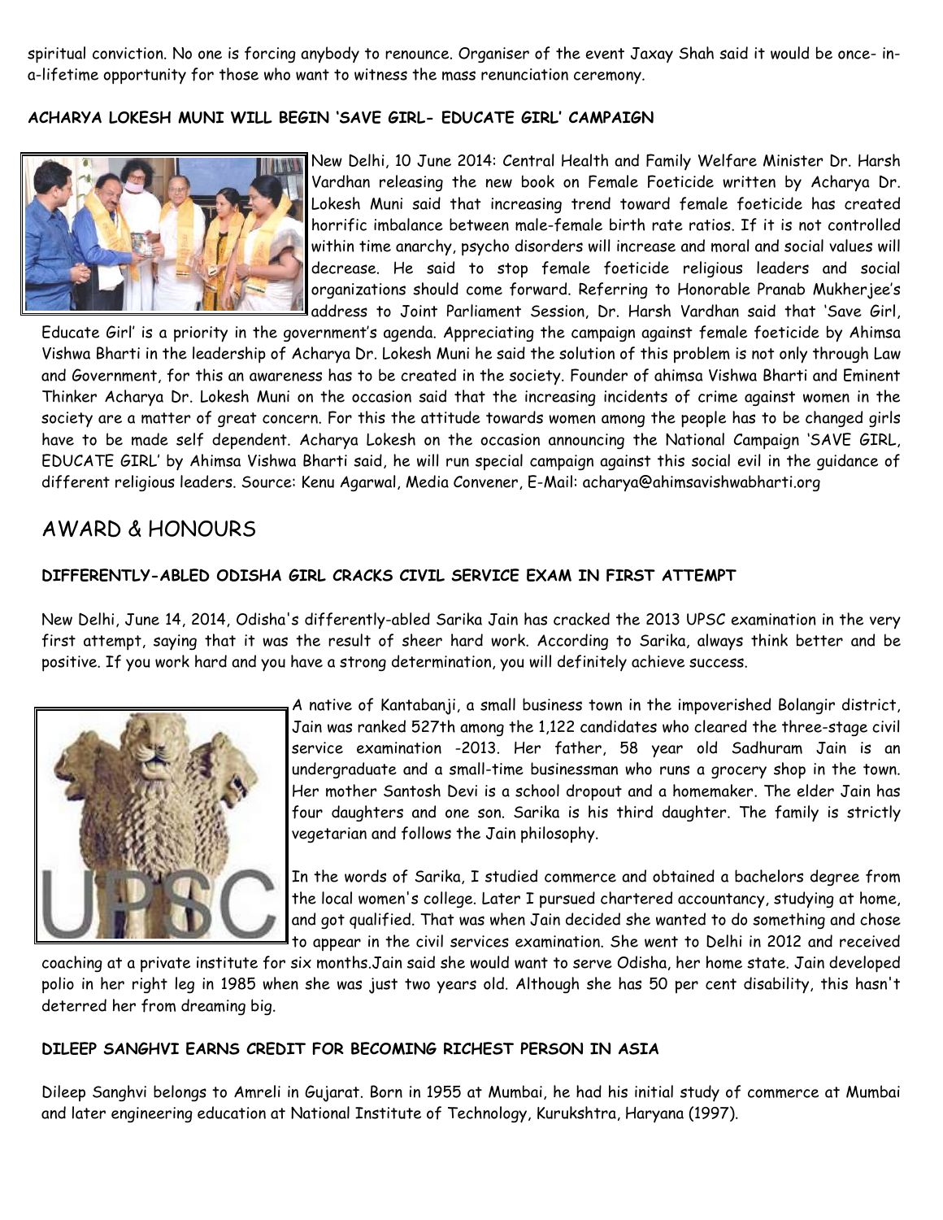spiritual conviction. No one is forcing anybody to renounce. Organiser of the event Jaxay Shah said it would be once- in-a-lifetime opportunity for those who want to witness the mass renunciation ceremony.

#### ACHARYA LOKESH MUNI WILL BEGIN 'SAVE GIRL- EDUCATE GIRL' CAMPAIGN

New Delhi, 10 June 2014: Central Health and Family Welfare Minister Dr. Harsh Vardhan releasing the new book on Female Foeticide written by Acharya Dr. Lokesh Muni said that increasing trend toward female foeticide has created horrific imbalance between male-female birth rate ratios. If it is not controlled within time anarchy, psycho disorders will increase and moral and social values will decrease. He said to stop female foeticide religious leaders and social organizations should come forward. Referring to Honorable Pranab Mukherjee's address to Joint Parliament Session, Dr. Harsh Vardhan said that 'Save Girl, Educate Girl' is a priority in the government's agenda. Appreciating the campaign against female foeticide by Ahimsa Vishwa Bharti in the leadership of Acharya Dr. Lokesh Muni he said the solution of this problem is not only through Law and Government, for this an awareness has to be created in the society. Founder of ahimsa Vishwa Bharti and Eminent Thinker Acharya Dr. Lokesh Muni on the occasion said that the increasing incidents of crime against women in the society are a matter of great concern. For this the attitude towards women among the people has to be changed girls have to be made self dependent. Acharya Lokesh on the occasion announcing the National Campaign 'SAVE GIRL, EDUCATE GIRL' by Ahimsa Vishwa Bharti said, he will run special campaign against this social evil in the guidance of different religious leaders. Source: Kenu Agarwal, Media Convener, E-Mail: acharya@ahimsavishwabharti.org

## AWARD & HONOURS

#### DIFFERENTLY-ABLED ODISHA GIRL CRACKS CIVIL SERVICE EXAM IN FIRST ATTEMPT

New Delhi, June 14, 2014, Odisha's differently-abled Sarika Jain has cracked the 2013 UPSC examination in the very first attempt, saying that it was the result of sheer hard work. According to Sarika, always think better and be positive. If you work hard and you have a strong determination, you will definitely achieve success.

A native of Kantabanji, a small business town in the impoverished Bolangir district, Jain was ranked 527th among the 1,122 candidates who cleared the three-stage civil service examination -2013. Her father, 58 year old Sadhuram Jain is an undergraduate and a small-time businessman who runs a grocery shop in the town. Her mother Santosh Devi is a school dropout and a homemaker. The elder Jain has four daughters and one son. Sarika is his third daughter. The family is strictly vegetarian and follows the Jain philosophy.

In the words of Sarika, I studied commerce and obtained a bachelors degree from the local women's college. Later I pursued chartered accountancy, studying at home, and got qualified. That was when Jain decided she wanted to do something and chose to appear in the civil services examination. She went to Delhi in 2012 and received coaching at a private institute for six months.Jain said she would want to serve Odisha, her home state. Jain developed polio in her right leg in 1985 when she was just two years old. Although she has 50 per cent disability, this hasn't deterred her from dreaming big.

#### DILEEP SANGHVI EARNS CREDIT FOR BECOMING RICHEST PERSON IN ASIA

Dileep Sanghvi belongs to Amreli in Gujarat. Born in 1955 at Mumbai, he had his initial study of commerce at Mumbai and later engineering education at National Institute of Technology, Kurukshtra, Haryana (1997).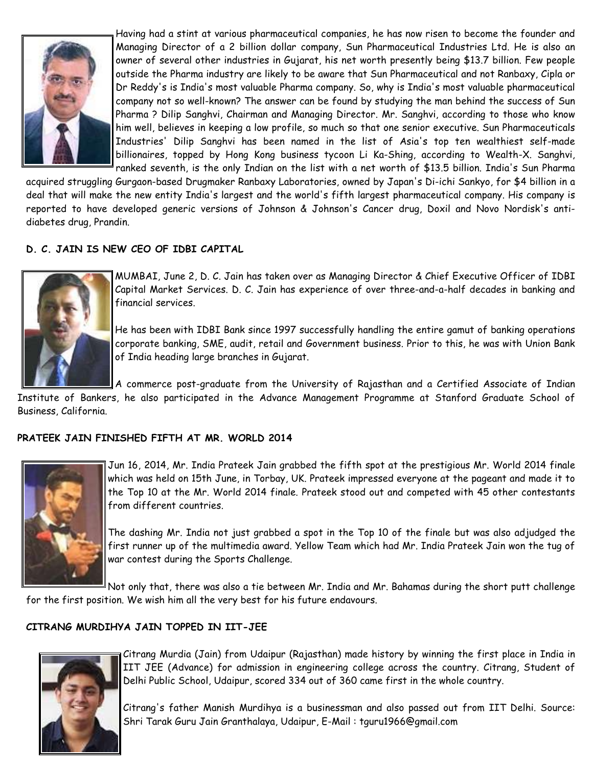Having had a stint at various pharmaceutical companies, he has now risen to become the founder and Managing Director of a 2 billion dollar company, Sun Pharmaceutical Industries Ltd. He is also an owner of several other industries in Gujarat, his net worth presently being $13.7 billion. Few people outside the Pharma industry are likely to be aware that Sun Pharmaceutical and not Ranbaxy, Cipla or Dr Reddy's is India's most valuable Pharma company. So, why is India's most valuable pharmaceutical company not so well-known? The answer can be found by studying the man behind the success of Sun Pharma ? Dilip Sanghvi, Chairman and Managing Director. Mr. Sanghvi, according to those who know him well, believes in keeping a low profile, so much so that one senior executive. Sun Pharmaceuticals Industries' Dilip Sanghvi has been named in the list of Asia's top ten wealthiest self-made billionaires, topped by Hong Kong business tycoon Li Ka-Shing, according to Wealth-X. Sanghvi, ranked seventh, is the only Indian on the list with a net worth of $13.5 billion. India's Sun Pharma acquired struggling Gurgaon-based Drugmaker Ranbaxy Laboratories, owned by Japan's Di-ichi Sankyo, for $4 billion in a deal that will make the new entity India's largest and the world's fifth largest pharmaceutical company. His company is reported to have developed generic versions of Johnson & Johnson's Cancer drug, Doxil and Novo Nordisk's anti-diabetes drug, Prandin.

## D. C. JAIN IS NEW CEO OF IDBI CAPITAL

MUMBAI, June 2, D. C. Jain has taken over as Managing Director & Chief Executive Officer of IDBI Capital Market Services. D. C. Jain has experience of over three-and-a-half decades in banking and financial services.

He has been with IDBI Bank since 1997 successfully handling the entire gamut of banking operations corporate banking, SME, audit, retail and Government business. Prior to this, he was with Union Bank of India heading large branches in Gujarat.

A commerce post-graduate from the University of Rajasthan and a Certified Associate of Indian Institute of Bankers, he also participated in the Advance Management Programme at Stanford Graduate School of Business, California.

## PRATEEK JAIN FINISHED FIFTH AT MR. WORLD 2014

Jun 16, 2014, Mr. India Prateek Jain grabbed the fifth spot at the prestigious Mr. World 2014 finale which was held on 15th June, in Torbay, UK. Prateek impressed everyone at the pageant and made it to the Top 10 at the Mr. World 2014 finale. Prateek stood out and competed with 45 other contestants from different countries.

The dashing Mr. India not just grabbed a spot in the Top 10 of the finale but was also adjudged the first runner up of the multimedia award. Yellow Team which had Mr. India Prateek Jain won the tug of war contest during the Sports Challenge.

Not only that, there was also a tie between Mr. India and Mr. Bahamas during the short putt challenge for the first position. We wish him all the very best for his future endavours.

## CITRANG MURDIHYA JAIN TOPPED IN IIT-JEE

Citrang Murdia (Jain) from Udaipur (Rajasthan) made history by winning the first place in India in IIT JEE (Advance) for admission in engineering college across the country. Citrang, Student of Delhi Public School, Udaipur, scored 334 out of 360 came first in the whole country.

Citrang's father Manish Murdihya is a businessman and also passed out from IIT Delhi. Source: Shri Tarak Guru Jain Granthalaya, Udaipur, E-Mail : tguru1966@gmail.com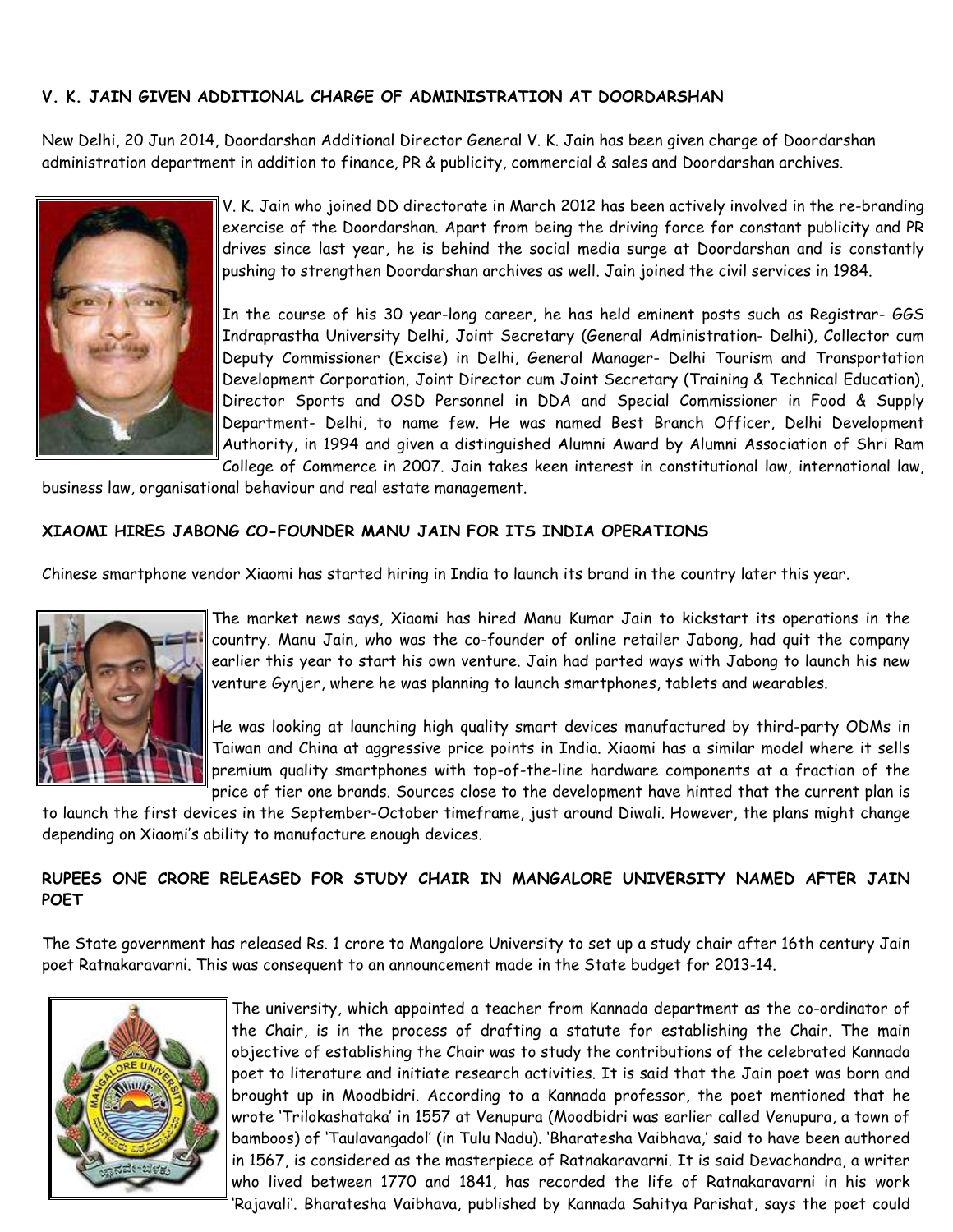## V. K. JAIN GIVEN ADDITIONAL CHARGE OF ADMINISTRATION AT DOORDARSHAN

New Delhi, 20 Jun 2014, Doordarshan Additional Director General V. K. Jain has been given charge of Doordarshan administration department in addition to finance, PR & publicity, commercial & sales and Doordarshan archives.

V. K. Jain who joined DD directorate in March 2012 has been actively involved in the re-branding exercise of the Doordarshan. Apart from being the driving force for constant publicity and PR drives since last year, he is behind the social media surge at Doordarshan and is constantly pushing to strengthen Doordarshan archives as well. Jain joined the civil services in 1984.

In the course of his 30 year-long career, he has held eminent posts such as Registrar- GGS Indraprastha University Delhi, Joint Secretary (General Administration- Delhi), Collector cum Deputy Commissioner (Excise) in Delhi, General Manager- Delhi Tourism and Transportation Development Corporation, Joint Director cum Joint Secretary (Training & Technical Education), Director Sports and OSD Personnel in DDA and Special Commissioner in Food & Supply Department- Delhi, to name few. He was named Best Branch Officer, Delhi Development Authority, in 1994 and given a distinguished Alumni Award by Alumni Association of Shri Ram College of Commerce in 2007. Jain takes keen interest in constitutional law, international law, business law, organisational behaviour and real estate management.

## XIAOMI HIRES JABONG CO-FOUNDER MANU JAIN FOR ITS INDIA OPERATIONS

Chinese smartphone vendor Xiaomi has started hiring in India to launch its brand in the country later this year.

The market news says, Xiaomi has hired Manu Kumar Jain to kickstart its operations in the country. Manu Jain, who was the co-founder of online retailer Jabong, had quit the company earlier this year to start his own venture. Jain had parted ways with Jabong to launch his new venture Gynjer, where he was planning to launch smartphones, tablets and wearables.

He was looking at launching high quality smart devices manufactured by third-party ODMs in Taiwan and China at aggressive price points in India. Xiaomi has a similar model where it sells premium quality smartphones with top-of-the-line hardware components at a fraction of the price of tier one brands. Sources close to the development have hinted that the current plan is to launch the first devices in the September-October timeframe, just around Diwali. However, the plans might change depending on Xiaomi's ability to manufacture enough devices.

## RUPEES ONE CRORE RELEASED FOR STUDY CHAIR IN MANGALORE UNIVERSITY NAMED AFTER JAIN POET

The State government has released Rs. 1 crore to Mangalore University to set up a study chair after 16th century Jain poet Ratnakaravarni. This was consequent to an announcement made in the State budget for 2013-14.

The university, which appointed a teacher from Kannada department as the co-ordinator of the Chair, is in the process of drafting a statute for establishing the Chair. The main objective of establishing the Chair was to study the contributions of the celebrated Kannada poet to literature and initiate research activities. It is said that the Jain poet was born and brought up in Moodbidri. According to a Kannada professor, the poet mentioned that he wrote 'Trilokashataka' in 1557 at Venupura (Moodbidri was earlier called Venupura, a town of bamboos) of 'Taulavangadol' (in Tulu Nadu). 'Bharatesha Vaibhava,' said to have been authored in 1567, is considered as the masterpiece of Ratnakaravarni. It is said Devachandra, a writer who lived between 1770 and 1841, has recorded the life of Ratnakaravarni in his work 'Rajavali'. Bharatesha Vaibhava, published by Kannada Sahitya Parishat, says the poet could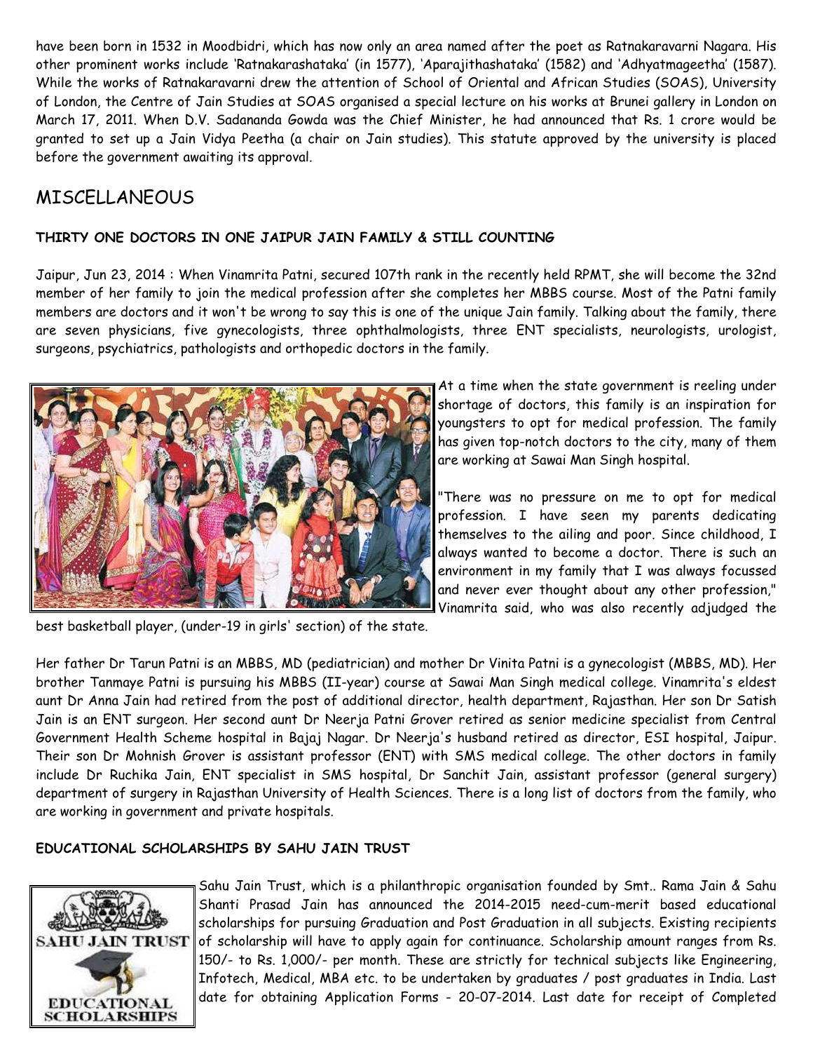have been born in 1532 in Moodbidri, which has now only an area named after the poet as Ratnakaravarni Nagara. His other prominent works include 'Ratnakarashataka' (in 1577), 'Aparajithashataka' (1582) and 'Adhyatmageetha' (1587). While the works of Ratnakaravarni drew the attention of School of Oriental and African Studies (SOAS), University of London, the Centre of Jain Studies at SOAS organised a special lecture on his works at Brunei gallery in London on March 17, 2011. When D.V. Sadananda Gowda was the Chief Minister, he had announced that Rs. 1 crore would be granted to set up a Jain Vidya Peetha (a chair on Jain studies). This statute approved by the university is placed before the government awaiting its approval.

## MISCELLANEOUS

### THIRTY ONE DOCTORS IN ONE JAIPUR JAIN FAMILY & STILL COUNTING

Jaipur, Jun 23, 2014 : When Vinamrita Patni, secured 107th rank in the recently held RPMT, she will become the 32nd member of her family to join the medical profession after she completes her MBBS course. Most of the Patni family members are doctors and it won't be wrong to say this is one of the unique Jain family. Talking about the family, there are seven physicians, five gynecologists, three ophthalmologists, three ENT specialists, neurologists, urologist, surgeons, psychiatrics, pathologists and orthopedic doctors in the family.

At a time when the state government is reeling under shortage of doctors, this family is an inspiration for youngsters to opt for medical profession. The family has given top-notch doctors to the city, many of them are working at Sawai Man Singh hospital.

"There was no pressure on me to opt for medical profession. I have seen my parents dedicating themselves to the ailing and poor. Since childhood, I always wanted to become a doctor. There is such an environment in my family that I was always focussed and never ever thought about any other profession," Vinamrita said, who was also recently adjudged the best basketball player, (under-19 in girls' section) of the state.

Her father Dr Tarun Patni is an MBBS, MD (pediatrician) and mother Dr Vinita Patni is a gynecologist (MBBS, MD). Her brother Tanmaye Patni is pursuing his MBBS (II-year) course at Sawai Man Singh medical college. Vinamrita's eldest aunt Dr Anna Jain had retired from the post of additional director, health department, Rajasthan. Her son Dr Satish Jain is an ENT surgeon. Her second aunt Dr Neerja Patni Grover retired as senior medicine specialist from Central Government Health Scheme hospital in Bajaj Nagar. Dr Neerja's husband retired as director, ESI hospital, Jaipur. Their son Dr Mohnish Grover is assistant professor (ENT) with SMS medical college. The other doctors in family include Dr Ruchika Jain, ENT specialist in SMS hospital, Dr Sanchit Jain, assistant professor (general surgery) department of surgery in Rajasthan University of Health Sciences. There is a long list of doctors from the family, who are working in government and private hospitals.

### EDUCATIONAL SCHOLARSHIPS BY SAHU JAIN TRUST

Sahu Jain Trust, which is a philanthropic organisation founded by Smt.. Rama Jain & Sahu Shanti Prasad Jain has announced the 2014-2015 need-cum-merit based educational scholarships for pursuing Graduation and Post Graduation in all subjects. Existing recipients of scholarship will have to apply again for continuance. Scholarship amount ranges from Rs. 150/- to Rs. 1,000/- per month. These are strictly for technical subjects like Engineering, Infotech, Medical, MBA etc. to be undertaken by graduates / post graduates in India. Last date for obtaining Application Forms - 20-07-2014. Last date for receipt of Completed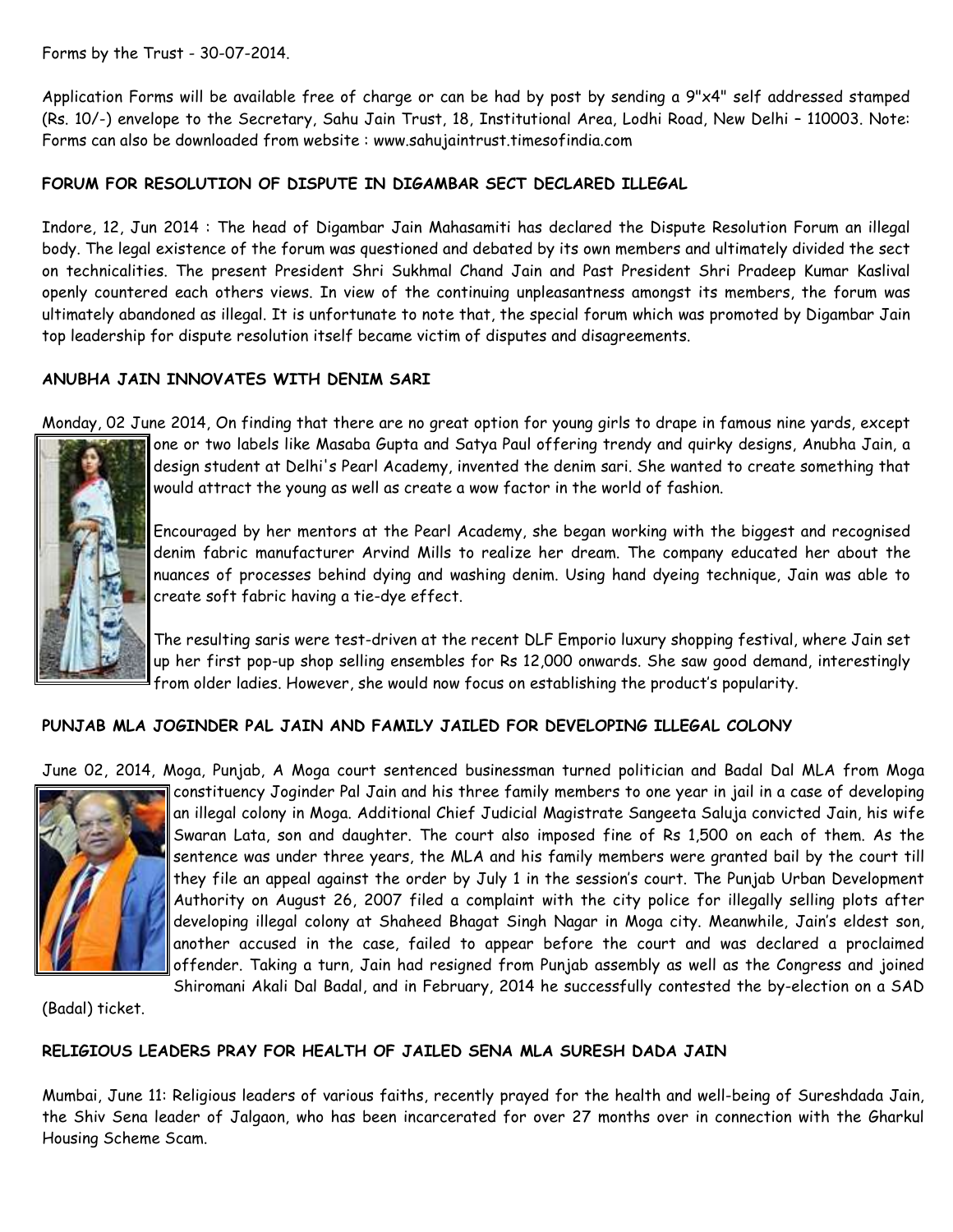Forms by the Trust - 30-07-2014.

Application Forms will be available free of charge or can be had by post by sending a 9"x4" self addressed stamped (Rs. 10/-) envelope to the Secretary, Sahu Jain Trust, 18, Institutional Area, Lodhi Road, New Delhi – 110003. Note: Forms can also be downloaded from website : www.sahujaintrust.timesofindia.com

**FORUM FOR RESOLUTION OF DISPUTE IN DIGAMBAR SECT DECLARED ILLEGAL**

Indore, 12, Jun 2014 : The head of Digambar Jain Mahasamiti has declared the Dispute Resolution Forum an illegal body. The legal existence of the forum was questioned and debated by its own members and ultimately divided the sect on technicalities. The present President Shri Sukhmal Chand Jain and Past President Shri Pradeep Kumar Kaslival openly countered each others views. In view of the continuing unpleasantness amongst its members, the forum was ultimately abandoned as illegal. It is unfortunate to note that, the special forum which was promoted by Digambar Jain top leadership for dispute resolution itself became victim of disputes and disagreements.

**ANUBHA JAIN INNOVATES WITH DENIM SARI**

Monday, 02 June 2014, On finding that there are no great option for young girls to drape in famous nine yards, except one or two labels like Masaba Gupta and Satya Paul offering trendy and quirky designs, Anubha Jain, a design student at Delhi's Pearl Academy, invented the denim sari. She wanted to create something that would attract the young as well as create a wow factor in the world of fashion.

Encouraged by her mentors at the Pearl Academy, she began working with the biggest and recognised denim fabric manufacturer Arvind Mills to realize her dream. The company educated her about the nuances of processes behind dying and washing denim. Using hand dyeing technique, Jain was able to create soft fabric having a tie-dye effect.

The resulting saris were test-driven at the recent DLF Emporio luxury shopping festival, where Jain set up her first pop-up shop selling ensembles for Rs 12,000 onwards. She saw good demand, interestingly from older ladies. However, she would now focus on establishing the product's popularity.

**PUNJAB MLA JOGINDER PAL JAIN AND FAMILY JAILED FOR DEVELOPING ILLEGAL COLONY**

June 02, 2014, Moga, Punjab, A Moga court sentenced businessman turned politician and Badal Dal MLA from Moga constituency Joginder Pal Jain and his three family members to one year in jail in a case of developing an illegal colony in Moga. Additional Chief Judicial Magistrate Sangeeta Saluja convicted Jain, his wife Swaran Lata, son and daughter. The court also imposed fine of Rs 1,500 on each of them. As the sentence was under three years, the MLA and his family members were granted bail by the court till they file an appeal against the order by July 1 in the session's court. The Punjab Urban Development Authority on August 26, 2007 filed a complaint with the city police for illegally selling plots after developing illegal colony at Shaheed Bhagat Singh Nagar in Moga city. Meanwhile, Jain's eldest son, another accused in the case, failed to appear before the court and was declared a proclaimed offender. Taking a turn, Jain had resigned from Punjab assembly as well as the Congress and joined Shiromani Akali Dal Badal, and in February, 2014 he successfully contested the by-election on a SAD (Badal) ticket.

**RELIGIOUS LEADERS PRAY FOR HEALTH OF JAILED SENA MLA SURESH DADA JAIN**

Mumbai, June 11: Religious leaders of various faiths, recently prayed for the health and well-being of Sureshdada Jain, the Shiv Sena leader of Jalgaon, who has been incarcerated for over 27 months over in connection with the Gharkul Housing Scheme Scam.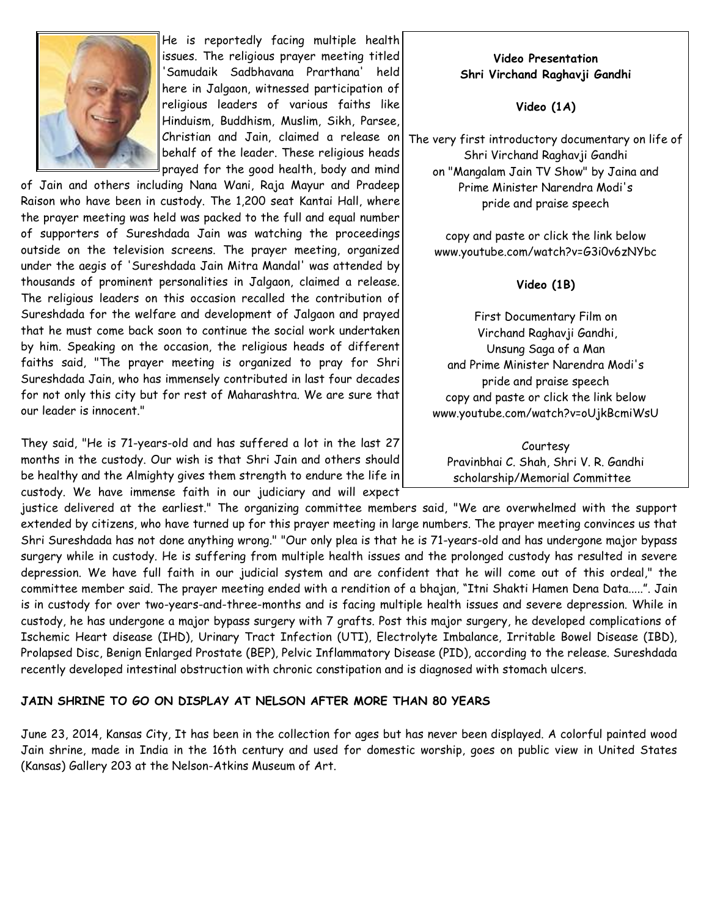He is reportedly facing multiple health issues. The religious prayer meeting titled 'Samudaik Sadbhavana Prarthana' held here in Jalgaon, witnessed participation of religious leaders of various faiths like Hinduism, Buddhism, Muslim, Sikh, Parsee, Christian and Jain, claimed a release on behalf of the leader. These religious heads prayed for the good health, body and mind of Jain and others including Nana Wani, Raja Mayur and Pradeep Raison who have been in custody. The 1,200 seat Kantai Hall, where the prayer meeting was held was packed to the full and equal number of supporters of Sureshdada Jain was watching the proceedings outside on the television screens. The prayer meeting, organized under the aegis of 'Sureshdada Jain Mitra Mandal' was attended by thousands of prominent personalities in Jalgaon, claimed a release. The religious leaders on this occasion recalled the contribution of Sureshdada for the welfare and development of Jalgaon and prayed that he must come back soon to continue the social work undertaken by him. Speaking on the occasion, the religious heads of different faiths said, "The prayer meeting is organized to pray for Shri Sureshdada Jain, who has immensely contributed in last four decades for not only this city but for rest of Maharashtra. We are sure that our leader is innocent."

They said, "He is 71-years-old and has suffered a lot in the last 27 months in the custody. Our wish is that Shri Jain and others should be healthy and the Almighty gives them strength to endure the life in custody. We have immense faith in our judiciary and will expect justice delivered at the earliest." The organizing committee members said, "We are overwhelmed with the support extended by citizens, who have turned up for this prayer meeting in large numbers. The prayer meeting convinces us that Shri Sureshdada has not done anything wrong." "Our only plea is that he is 71-years-old and has undergone major bypass surgery while in custody. He is suffering from multiple health issues and the prolonged custody has resulted in severe depression. We have full faith in our judicial system and are confident that he will come out of this ordeal," the committee member said. The prayer meeting ended with a rendition of a bhajan, "Itni Shakti Hamen Dena Data.....". Jain is in custody for over two-years-and-three-months and is facing multiple health issues and severe depression. While in custody, he has undergone a major bypass surgery with 7 grafts. Post this major surgery, he developed complications of Ischemic Heart disease (IHD), Urinary Tract Infection (UTI), Electrolyte Imbalance, Irritable Bowel Disease (IBD), Prolapsed Disc, Benign Enlarged Prostate (BEP), Pelvic Inflammatory Disease (PID), according to the release. Sureshdada recently developed intestinal obstruction with chronic constipation and is diagnosed with stomach ulcers.

**Video Presentation**
**Shri Virchand Raghavji Gandhi**

**Video (1A)**

The very first introductory documentary on life of Shri Virchand Raghavji Gandhi on "Mangalam Jain TV Show" by Jaina and Prime Minister Narendra Modi's pride and praise speech

copy and paste or click the link below
www.youtube.com/watch?v=G3i0v6zNYbc

**Video (1B)**

First Documentary Film on Virchand Raghavji Gandhi, Unsung Saga of a Man and Prime Minister Narendra Modi's pride and praise speech
copy and paste or click the link below
www.youtube.com/watch?v=oUjkBcmiWsU

Courtesy
Pravinbhai C. Shah, Shri V. R. Gandhi scholarship/Memorial Committee

**JAIN SHRINE TO GO ON DISPLAY AT NELSON AFTER MORE THAN 80 YEARS**

June 23, 2014, Kansas City, It has been in the collection for ages but has never been displayed. A colorful painted wood Jain shrine, made in India in the 16th century and used for domestic worship, goes on public view in United States (Kansas) Gallery 203 at the Nelson-Atkins Museum of Art.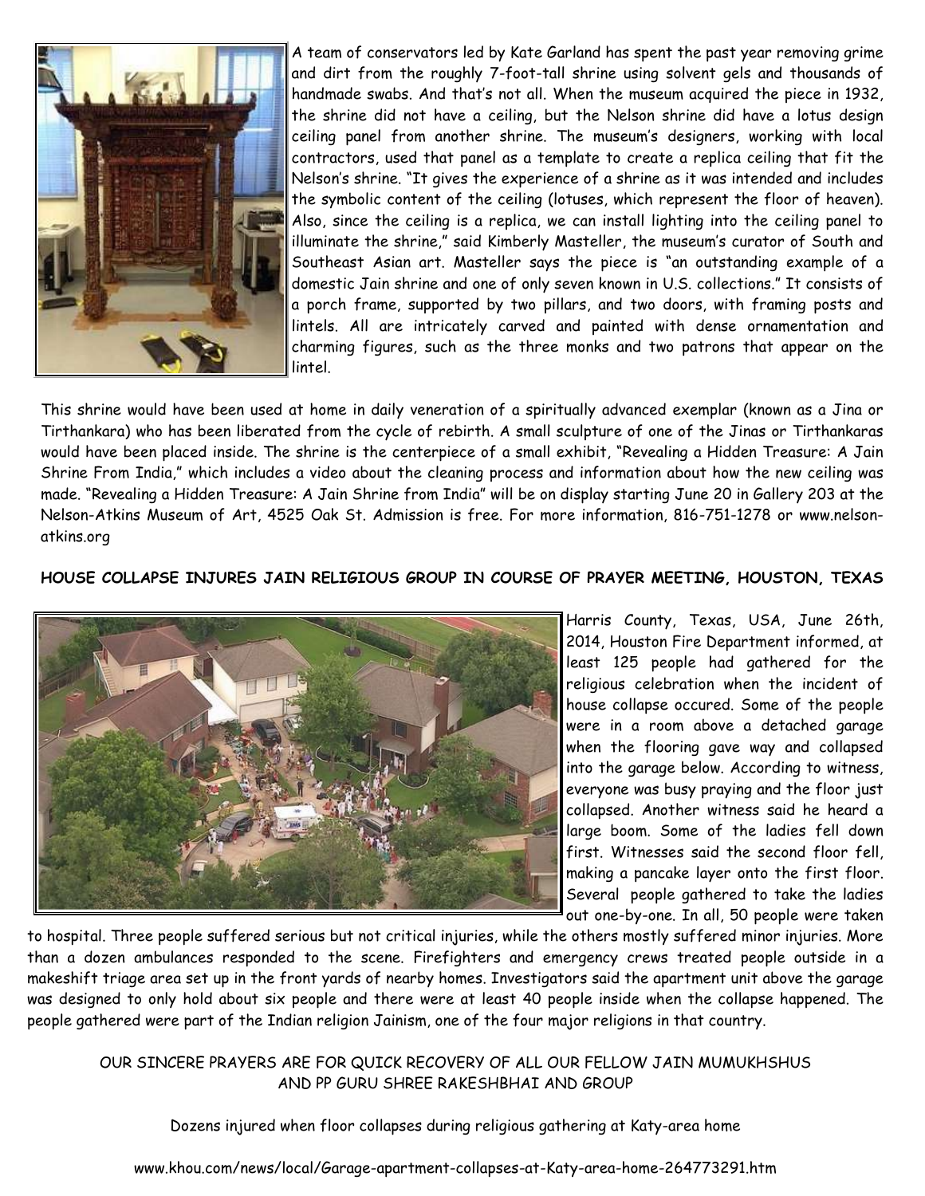A team of conservators led by Kate Garland has spent the past year removing grime and dirt from the roughly 7-foot-tall shrine using solvent gels and thousands of handmade swabs. And that's not all. When the museum acquired the piece in 1932, the shrine did not have a ceiling, but the Nelson shrine did have a lotus design ceiling panel from another shrine. The museum's designers, working with local contractors, used that panel as a template to create a replica ceiling that fit the Nelson's shrine. "It gives the experience of a shrine as it was intended and includes the symbolic content of the ceiling (lotuses, which represent the floor of heaven). Also, since the ceiling is a replica, we can install lighting into the ceiling panel to illuminate the shrine," said Kimberly Masteller, the museum's curator of South and Southeast Asian art. Masteller says the piece is "an outstanding example of a domestic Jain shrine and one of only seven known in U.S. collections." It consists of a porch frame, supported by two pillars, and two doors, with framing posts and lintels. All are intricately carved and painted with dense ornamentation and charming figures, such as the three monks and two patrons that appear on the lintel.

This shrine would have been used at home in daily veneration of a spiritually advanced exemplar (known as a Jina or Tirthankara) who has been liberated from the cycle of rebirth. A small sculpture of one of the Jinas or Tirthankaras would have been placed inside. The shrine is the centerpiece of a small exhibit, "Revealing a Hidden Treasure: A Jain Shrine From India," which includes a video about the cleaning process and information about how the new ceiling was made. "Revealing a Hidden Treasure: A Jain Shrine from India" will be on display starting June 20 in Gallery 203 at the Nelson-Atkins Museum of Art, 4525 Oak St. Admission is free. For more information, 816-751-1278 or www.nelson-atkins.org

**HOUSE COLLAPSE INJURES JAIN RELIGIOUS GROUP IN COURSE OF PRAYER MEETING, HOUSTON, TEXAS**

Harris County, Texas, USA, June 26th, 2014, Houston Fire Department informed, at least 125 people had gathered for the religious celebration when the incident of house collapse occured. Some of the people were in a room above a detached garage when the flooring gave way and collapsed into the garage below. According to witness, everyone was busy praying and the floor just collapsed. Another witness said he heard a large boom. Some of the ladies fell down first. Witnesses said the second floor fell, making a pancake layer onto the first floor. Several people gathered to take the ladies out one-by-one. In all, 50 people were taken to hospital. Three people suffered serious but not critical injuries, while the others mostly suffered minor injuries. More than a dozen ambulances responded to the scene. Firefighters and emergency crews treated people outside in a makeshift triage area set up in the front yards of nearby homes. Investigators said the apartment unit above the garage was designed to only hold about six people and there were at least 40 people inside when the collapse happened. The people gathered were part of the Indian religion Jainism, one of the four major religions in that country.

OUR SINCERE PRAYERS ARE FOR QUICK RECOVERY OF ALL OUR FELLOW JAIN MUMUKHSHUS AND PP GURU SHREE RAKESHBHAI AND GROUP

Dozens injured when floor collapses during religious gathering at Katy-area home

www.khou.com/news/local/Garage-apartment-collapses-at-Katy-area-home-264773291.htm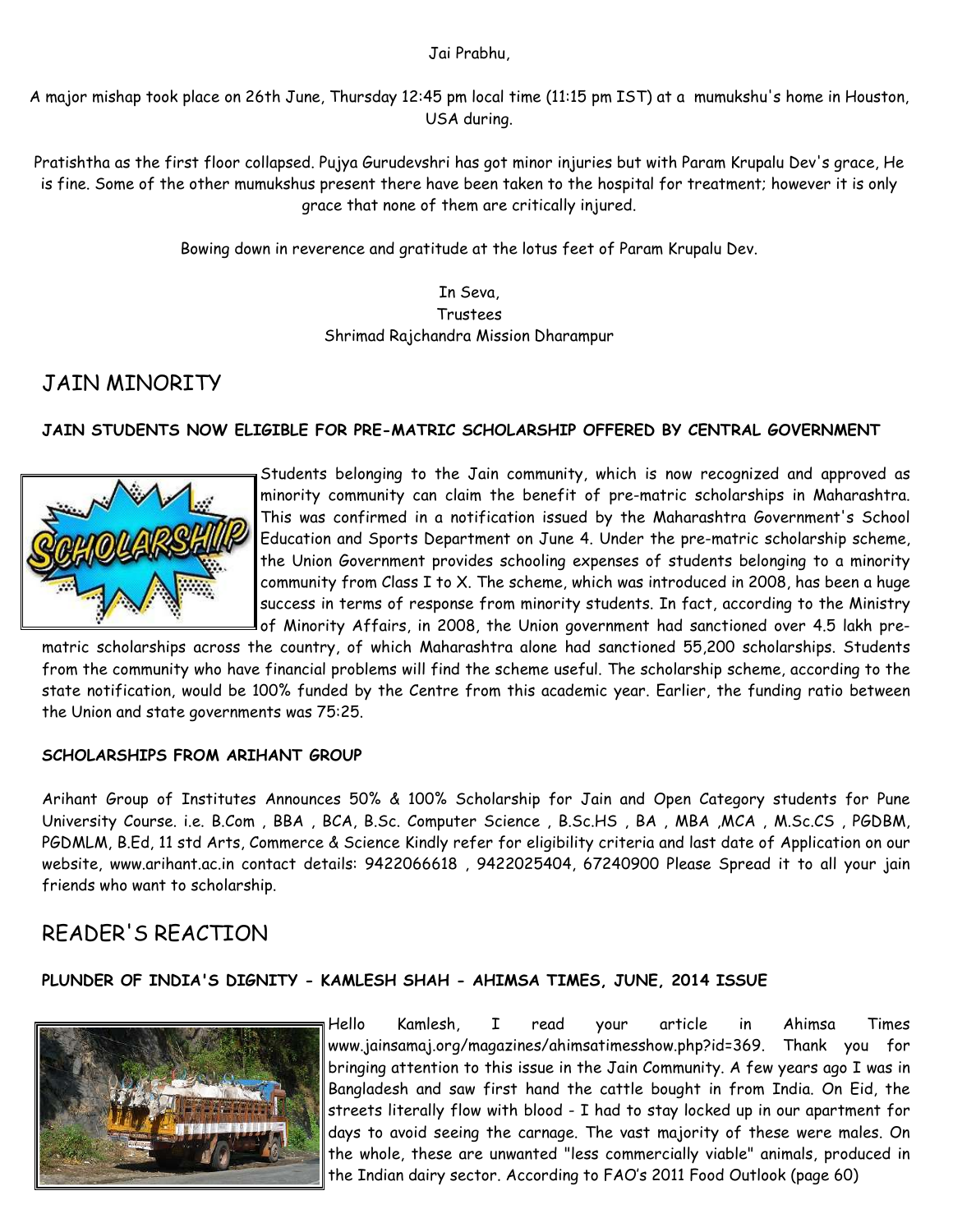Jai Prabhu,

A major mishap took place on 26th June, Thursday 12:45 pm local time (11:15 pm IST) at a mumukshu's home in Houston, USA during.

Pratishtha as the first floor collapsed. Pujya Gurudevshri has got minor injuries but with Param Krupalu Dev's grace, He is fine. Some of the other mumukshus present there have been taken to the hospital for treatment; however it is only grace that none of them are critically injured.

Bowing down in reverence and gratitude at the lotus feet of Param Krupalu Dev.

In Seva,
Trustees
Shrimad Rajchandra Mission Dharampur

# JAIN MINORITY

### JAIN STUDENTS NOW ELIGIBLE FOR PRE-MATRIC SCHOLARSHIP OFFERED BY CENTRAL GOVERNMENT

Students belonging to the Jain community, which is now recognized and approved as minority community can claim the benefit of pre-matric scholarships in Maharashtra. This was confirmed in a notification issued by the Maharashtra Government's School Education and Sports Department on June 4. Under the pre-matric scholarship scheme, the Union Government provides schooling expenses of students belonging to a minority community from Class I to X. The scheme, which was introduced in 2008, has been a huge success in terms of response from minority students. In fact, according to the Ministry of Minority Affairs, in 2008, the Union government had sanctioned over 4.5 lakh pre-matric scholarships across the country, of which Maharashtra alone had sanctioned 55,200 scholarships. Students from the community who have financial problems will find the scheme useful. The scholarship scheme, according to the state notification, would be 100% funded by the Centre from this academic year. Earlier, the funding ratio between the Union and state governments was 75:25.

### SCHOLARSHIPS FROM ARIHANT GROUP

Arihant Group of Institutes Announces 50% & 100% Scholarship for Jain and Open Category students for Pune University Course. i.e. B.Com , BBA , BCA, B.Sc. Computer Science , B.Sc.HS , BA , MBA ,MCA , M.Sc.CS , PGDBM, PGDMLM, B.Ed, 11 std Arts, Commerce & Science Kindly refer for eligibility criteria and last date of Application on our website, www.arihant.ac.in contact details: 9422066618 , 9422025404, 67240900 Please Spread it to all your jain friends who want to scholarship.

# READER'S REACTION

### PLUNDER OF INDIA'S DIGNITY - KAMLESH SHAH - AHIMSA TIMES, JUNE, 2014 ISSUE

Hello Kamlesh, I read your article in Ahimsa Times www.jainsamaj.org/magazines/ahimsatimesshow.php?id=369. Thank you for bringing attention to this issue in the Jain Community. A few years ago I was in Bangladesh and saw first hand the cattle bought in from India. On Eid, the streets literally flow with blood - I had to stay locked up in our apartment for days to avoid seeing the carnage. The vast majority of these were males. On the whole, these are unwanted "less commercially viable" animals, produced in the Indian dairy sector. According to FAO's 2011 Food Outlook (page 60)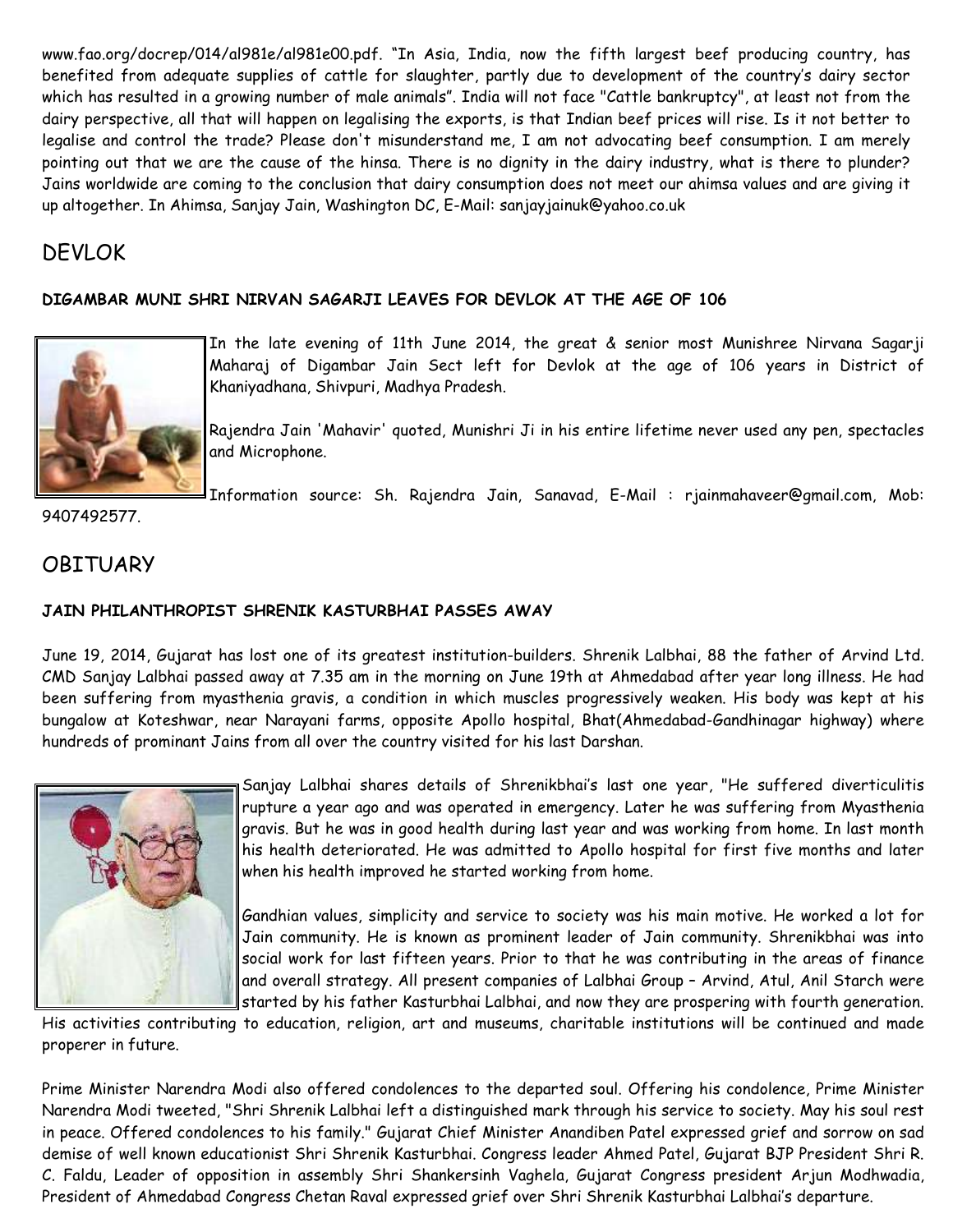www.fao.org/docrep/014/al981e/al981e00.pdf. "In Asia, India, now the fifth largest beef producing country, has benefited from adequate supplies of cattle for slaughter, partly due to development of the country's dairy sector which has resulted in a growing number of male animals". India will not face "Cattle bankruptcy", at least not from the dairy perspective, all that will happen on legalising the exports, is that Indian beef prices will rise. Is it not better to legalise and control the trade? Please don't misunderstand me, I am not advocating beef consumption. I am merely pointing out that we are the cause of the hinsa. There is no dignity in the dairy industry, what is there to plunder? Jains worldwide are coming to the conclusion that dairy consumption does not meet our ahimsa values and are giving it up altogether. In Ahimsa, Sanjay Jain, Washington DC, E-Mail: sanjayjainuk@yahoo.co.uk

## DEVLOK

### DIGAMBAR MUNI SHRI NIRVAN SAGARJI LEAVES FOR DEVLOK AT THE AGE OF 106

In the late evening of 11th June 2014, the great & senior most Munishree Nirvana Sagarji Maharaj of Digambar Jain Sect left for Devlok at the age of 106 years in District of Khaniyadhana, Shivpuri, Madhya Pradesh.

Rajendra Jain 'Mahavir' quoted, Munishri Ji in his entire lifetime never used any pen, spectacles and Microphone.

Information source: Sh. Rajendra Jain, Sanavad, E-Mail : rjainmahaveer@gmail.com, Mob: 9407492577.

## OBITUARY

### JAIN PHILANTHROPIST SHRENIK KASTURBHAI PASSES AWAY

June 19, 2014, Gujarat has lost one of its greatest institution-builders. Shrenik Lalbhai, 88 the father of Arvind Ltd. CMD Sanjay Lalbhai passed away at 7.35 am in the morning on June 19th at Ahmedabad after year long illness. He had been suffering from myasthenia gravis, a condition in which muscles progressively weaken. His body was kept at his bungalow at Koteshwar, near Narayani farms, opposite Apollo hospital, Bhat(Ahmedabad-Gandhinagar highway) where hundreds of prominant Jains from all over the country visited for his last Darshan.

Sanjay Lalbhai shares details of Shrenikbhai's last one year, "He suffered diverticulitis rupture a year ago and was operated in emergency. Later he was suffering from Myasthenia gravis. But he was in good health during last year and was working from home. In last month his health deteriorated. He was admitted to Apollo hospital for first five months and later when his health improved he started working from home.

Gandhian values, simplicity and service to society was his main motive. He worked a lot for Jain community. He is known as prominent leader of Jain community. Shrenikbhai was into social work for last fifteen years. Prior to that he was contributing in the areas of finance and overall strategy. All present companies of Lalbhai Group – Arvind, Atul, Anil Starch were started by his father Kasturbhai Lalbhai, and now they are prospering with fourth generation. His activities contributing to education, religion, art and museums, charitable institutions will be continued and made properer in future.

Prime Minister Narendra Modi also offered condolences to the departed soul. Offering his condolence, Prime Minister Narendra Modi tweeted, "Shri Shrenik Lalbhai left a distinguished mark through his service to society. May his soul rest in peace. Offered condolences to his family." Gujarat Chief Minister Anandiben Patel expressed grief and sorrow on sad demise of well known educationist Shri Shrenik Kasturbhai. Congress leader Ahmed Patel, Gujarat BJP President Shri R. C. Faldu, Leader of opposition in assembly Shri Shankersinh Vaghela, Gujarat Congress president Arjun Modhwadia, President of Ahmedabad Congress Chetan Raval expressed grief over Shri Shrenik Kasturbhai Lalbhai's departure.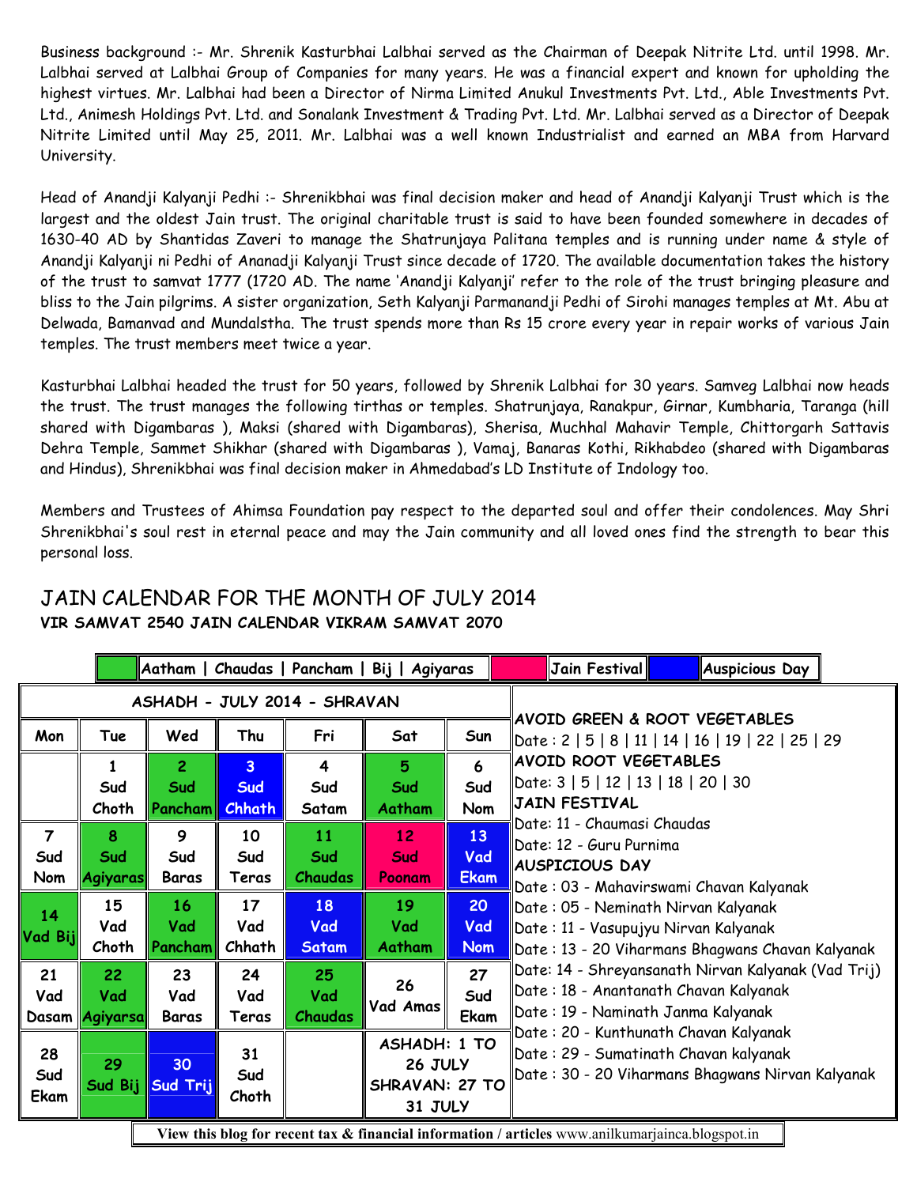Business background :- Mr. Shrenik Kasturbhai Lalbhai served as the Chairman of Deepak Nitrite Ltd. until 1998. Mr. Lalbhai served at Lalbhai Group of Companies for many years. He was a financial expert and known for upholding the highest virtues. Mr. Lalbhai had been a Director of Nirma Limited Anukul Investments Pvt. Ltd., Able Investments Pvt. Ltd., Animesh Holdings Pvt. Ltd. and Sonalank Investment & Trading Pvt. Ltd. Mr. Lalbhai served as a Director of Deepak Nitrite Limited until May 25, 2011. Mr. Lalbhai was a well known Industrialist and earned an MBA from Harvard University.

Head of Anandji Kalyanji Pedhi :- Shrenikbhai was final decision maker and head of Anandji Kalyanji Trust which is the largest and the oldest Jain trust. The original charitable trust is said to have been founded somewhere in decades of 1630-40 AD by Shantidas Zaveri to manage the Shatrunjaya Palitana temples and is running under name & style of Anandji Kalyanji ni Pedhi of Ananadji Kalyanji Trust since decade of 1720. The available documentation takes the history of the trust to samvat 1777 (1720 AD. The name 'Anandji Kalyanji' refer to the role of the trust bringing pleasure and bliss to the Jain pilgrims. A sister organization, Seth Kalyanji Parmanandji Pedhi of Sirohi manages temples at Mt. Abu at Delwada, Bamanvad and Mundalstha. The trust spends more than Rs 15 crore every year in repair works of various Jain temples. The trust members meet twice a year.

Kasturbhai Lalbhai headed the trust for 50 years, followed by Shrenik Lalbhai for 30 years. Samveg Lalbhai now heads the trust. The trust manages the following tirthas or temples. Shatrunjaya, Ranakpur, Girnar, Kumbharia, Taranga (hill shared with Digambaras ), Maksi (shared with Digambaras), Sherisa, Muchhal Mahavir Temple, Chittorgarh Sattavis Dehra Temple, Sammet Shikhar (shared with Digambaras ), Vamaj, Banaras Kothi, Rikhabdeo (shared with Digambaras and Hindus), Shrenikbhai was final decision maker in Ahmedabad's LD Institute of Indology too.

Members and Trustees of Ahimsa Foundation pay respect to the departed soul and offer their condolences. May Shri Shrenikbhai's soul rest in eternal peace and may the Jain community and all loved ones find the strength to bear this personal loss.

# JAIN CALENDAR FOR THE MONTH OF JULY 2014

**VIR SAMVAT 2540 JAIN CALENDAR VIKRAM SAMVAT 2070**

Legend: Aatham | Chaudas | Pancham | Bij | Agiyaras (green) — Jain Festival (pink) — Auspicious Day (blue)

**ASHADH - JULY 2014 - SHRAVAN**

| Mon | Tue | Wed | Thu | Fri | Sat | Sun |
|---|---|---|---|---|---|---|
| | 1 Sud Choth | 2 Sud Pancham | 3 Sud Chhath | 4 Sud Satam | 5 Sud Aatham | 6 Sud Nom |
| 7 Sud Nom | 8 Sud Agiyaras | 9 Sud Baras | 10 Sud Teras | 11 Sud Chaudas | 12 Sud Poonam | 13 Vad Ekam |
| 14 Vad Bij | 15 Vad Choth | 16 Vad Pancham | 17 Vad Chhath | 18 Vad Satam | 19 Vad Aatham | 20 Vad Nom |
| 21 Vad Dasam | 22 Vad Agiyarsa | 23 Vad Baras | 24 Vad Teras | 25 Vad Chaudas | 26 Vad Amas | 27 Sud Ekam |
| 28 Sud Ekam | 29 Sud Bij | 30 Sud Trij | 31 Sud Choth | | ASHADH: 1 TO 26 JULY SHRAVAN: 27 TO 31 JULY | |

**AVOID GREEN & ROOT VEGETABLES**
Date : 2 | 5 | 8 | 11 | 14 | 16 | 19 | 22 | 25 | 29

**AVOID ROOT VEGETABLES**
Date: 3 | 5 | 12 | 13 | 18 | 20 | 30

**JAIN FESTIVAL**
Date: 11 - Chaumasi Chaudas
Date: 12 - Guru Purnima

**AUSPICIOUS DAY**
Date : 03 - Mahavirswami Chavan Kalyanak
Date : 05 - Neminath Nirvan Kalyanak
Date : 11 - Vasupujyu Nirvan Kalyanak
Date : 13 - 20 Viharmans Bhagwans Chavan Kalyanak
Date: 14 - Shreyansanath Nirvan Kalyanak (Vad Trij)
Date : 18 - Anantanath Chavan Kalyanak
Date : 19 - Naminath Janma Kalyanak
Date : 20 - Kunthunath Chavan Kalyanak
Date : 29 - Sumatinath Chavan kalyanak
Date : 30 - 20 Viharmans Bhagwans Nirvan Kalyanak

**View this blog for recent tax & financial information / articles** www.anilkumarjainca.blogspot.in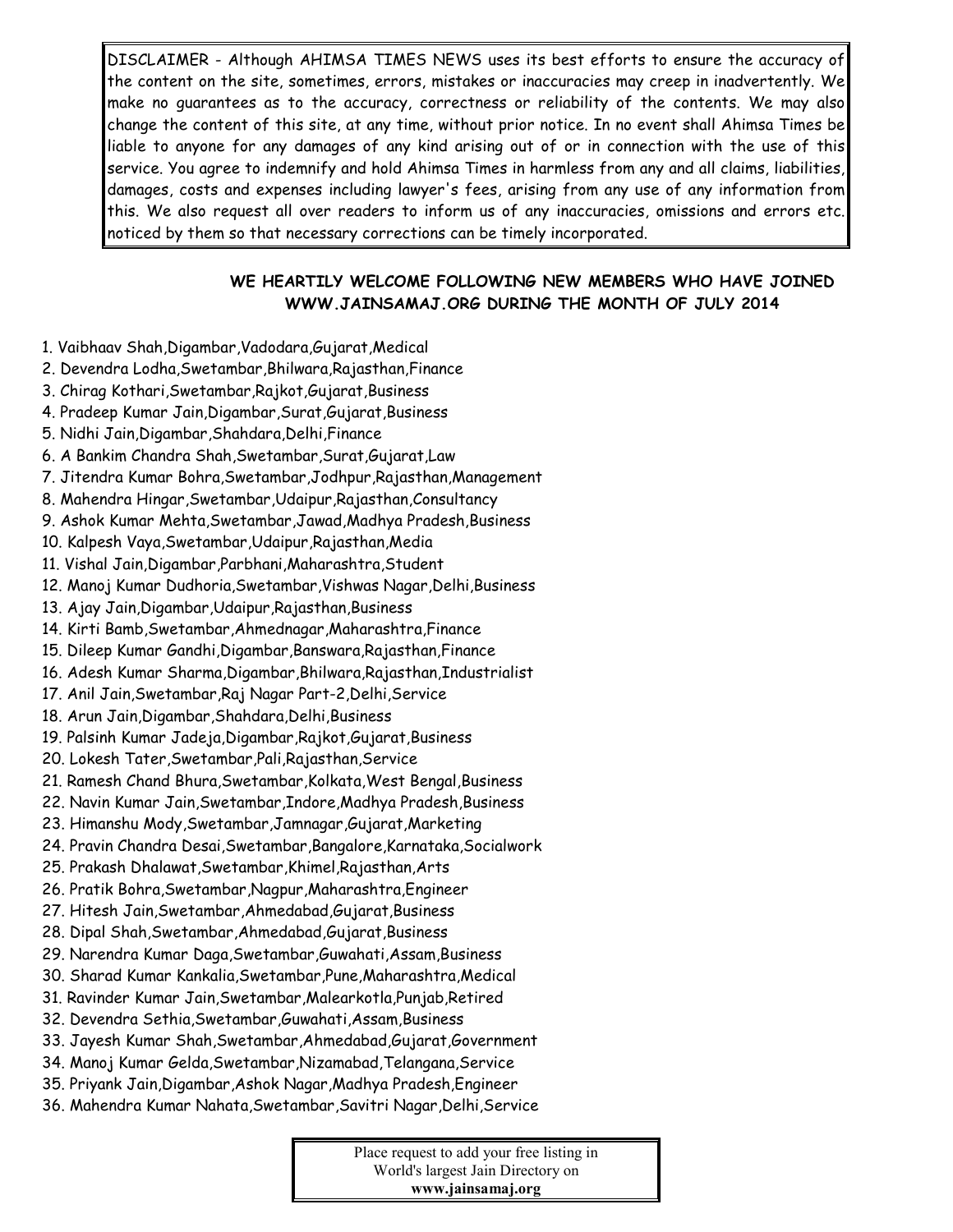DISCLAIMER - Although AHIMSA TIMES NEWS uses its best efforts to ensure the accuracy of the content on the site, sometimes, errors, mistakes or inaccuracies may creep in inadvertently. We make no guarantees as to the accuracy, correctness or reliability of the contents. We may also change the content of this site, at any time, without prior notice. In no event shall Ahimsa Times be liable to anyone for any damages of any kind arising out of or in connection with the use of this service. You agree to indemnify and hold Ahimsa Times in harmless from any and all claims, liabilities, damages, costs and expenses including lawyer's fees, arising from any use of any information from this. We also request all over readers to inform us of any inaccuracies, omissions and errors etc. noticed by them so that necessary corrections can be timely incorporated.

**WE HEARTILY WELCOME FOLLOWING NEW MEMBERS WHO HAVE JOINED WWW.JAINSAMAJ.ORG DURING THE MONTH OF JULY 2014**

1. Vaibhaav Shah,Digambar,Vadodara,Gujarat,Medical
2. Devendra Lodha,Swetambar,Bhilwara,Rajasthan,Finance
3. Chirag Kothari,Swetambar,Rajkot,Gujarat,Business
4. Pradeep Kumar Jain,Digambar,Surat,Gujarat,Business
5. Nidhi Jain,Digambar,Shahdara,Delhi,Finance
6. A Bankim Chandra Shah,Swetambar,Surat,Gujarat,Law
7. Jitendra Kumar Bohra,Swetambar,Jodhpur,Rajasthan,Management
8. Mahendra Hingar,Swetambar,Udaipur,Rajasthan,Consultancy
9. Ashok Kumar Mehta,Swetambar,Jawad,Madhya Pradesh,Business
10. Kalpesh Vaya,Swetambar,Udaipur,Rajasthan,Media
11. Vishal Jain,Digambar,Parbhani,Maharashtra,Student
12. Manoj Kumar Dudhoria,Swetambar,Vishwas Nagar,Delhi,Business
13. Ajay Jain,Digambar,Udaipur,Rajasthan,Business
14. Kirti Bamb,Swetambar,Ahmednagar,Maharashtra,Finance
15. Dileep Kumar Gandhi,Digambar,Banswara,Rajasthan,Finance
16. Adesh Kumar Sharma,Digambar,Bhilwara,Rajasthan,Industrialist
17. Anil Jain,Swetambar,Raj Nagar Part-2,Delhi,Service
18. Arun Jain,Digambar,Shahdara,Delhi,Business
19. Palsinh Kumar Jadeja,Digambar,Rajkot,Gujarat,Business
20. Lokesh Tater,Swetambar,Pali,Rajasthan,Service
21. Ramesh Chand Bhura,Swetambar,Kolkata,West Bengal,Business
22. Navin Kumar Jain,Swetambar,Indore,Madhya Pradesh,Business
23. Himanshu Mody,Swetambar,Jamnagar,Gujarat,Marketing
24. Pravin Chandra Desai,Swetambar,Bangalore,Karnataka,Socialwork
25. Prakash Dhalawat,Swetambar,Khimel,Rajasthan,Arts
26. Pratik Bohra,Swetambar,Nagpur,Maharashtra,Engineer
27. Hitesh Jain,Swetambar,Ahmedabad,Gujarat,Business
28. Dipal Shah,Swetambar,Ahmedabad,Gujarat,Business
29. Narendra Kumar Daga,Swetambar,Guwahati,Assam,Business
30. Sharad Kumar Kankalia,Swetambar,Pune,Maharashtra,Medical
31. Ravinder Kumar Jain,Swetambar,Malearkotla,Punjab,Retired
32. Devendra Sethia,Swetambar,Guwahati,Assam,Business
33. Jayesh Kumar Shah,Swetambar,Ahmedabad,Gujarat,Government
34. Manoj Kumar Gelda,Swetambar,Nizamabad,Telangana,Service
35. Priyank Jain,Digambar,Ashok Nagar,Madhya Pradesh,Engineer
36. Mahendra Kumar Nahata,Swetambar,Savitri Nagar,Delhi,Service

Place request to add your free listing in World's largest Jain Directory on **www.jainsamaj.org**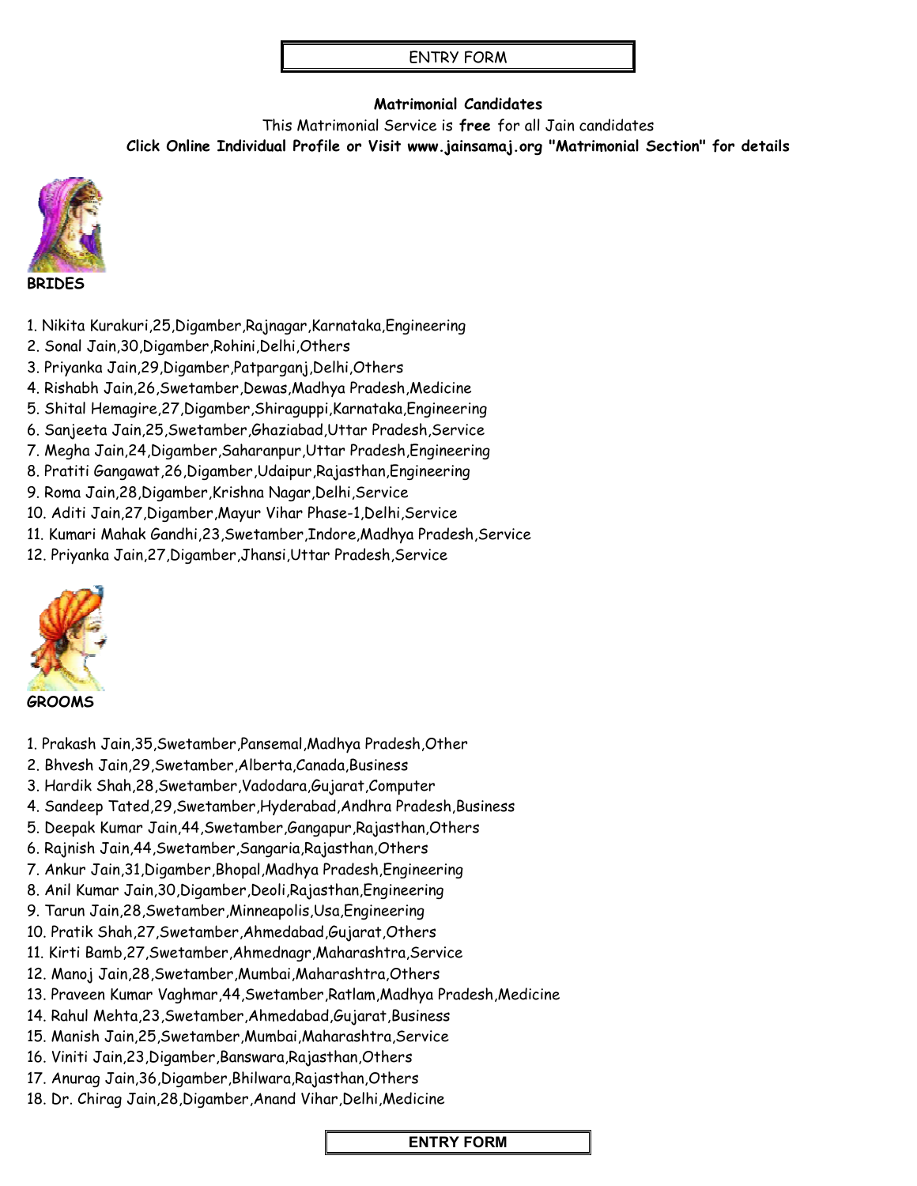ENTRY FORM

**Matrimonial Candidates**

This Matrimonial Service is **free** for all Jain candidates

**Click Online Individual Profile or Visit www.jainsamaj.org "Matrimonial Section" for details**

**BRIDES**

1. Nikita Kurakuri,25,Digamber,Rajnagar,Karnataka,Engineering
2. Sonal Jain,30,Digamber,Rohini,Delhi,Others
3. Priyanka Jain,29,Digamber,Patparganj,Delhi,Others
4. Rishabh Jain,26,Swetamber,Dewas,Madhya Pradesh,Medicine
5. Shital Hemagire,27,Digamber,Shiraguppi,Karnataka,Engineering
6. Sanjeeta Jain,25,Swetamber,Ghaziabad,Uttar Pradesh,Service
7. Megha Jain,24,Digamber,Saharanpur,Uttar Pradesh,Engineering
8. Pratiti Gangawat,26,Digamber,Udaipur,Rajasthan,Engineering
9. Roma Jain,28,Digamber,Krishna Nagar,Delhi,Service
10. Aditi Jain,27,Digamber,Mayur Vihar Phase-1,Delhi,Service
11. Kumari Mahak Gandhi,23,Swetamber,Indore,Madhya Pradesh,Service
12. Priyanka Jain,27,Digamber,Jhansi,Uttar Pradesh,Service

**GROOMS**

1. Prakash Jain,35,Swetamber,Pansemal,Madhya Pradesh,Other
2. Bhvesh Jain,29,Swetamber,Alberta,Canada,Business
3. Hardik Shah,28,Swetamber,Vadodara,Gujarat,Computer
4. Sandeep Tated,29,Swetamber,Hyderabad,Andhra Pradesh,Business
5. Deepak Kumar Jain,44,Swetamber,Gangapur,Rajasthan,Others
6. Rajnish Jain,44,Swetamber,Sangaria,Rajasthan,Others
7. Ankur Jain,31,Digamber,Bhopal,Madhya Pradesh,Engineering
8. Anil Kumar Jain,30,Digamber,Deoli,Rajasthan,Engineering
9. Tarun Jain,28,Swetamber,Minneapolis,Usa,Engineering
10. Pratik Shah,27,Swetamber,Ahmedabad,Gujarat,Others
11. Kirti Bamb,27,Swetamber,Ahmednagr,Maharashtra,Service
12. Manoj Jain,28,Swetamber,Mumbai,Maharashtra,Others
13. Praveen Kumar Vaghmar,44,Swetamber,Ratlam,Madhya Pradesh,Medicine
14. Rahul Mehta,23,Swetamber,Ahmedabad,Gujarat,Business
15. Manish Jain,25,Swetamber,Mumbai,Maharashtra,Service
16. Viniti Jain,23,Digamber,Banswara,Rajasthan,Others
17. Anurag Jain,36,Digamber,Bhilwara,Rajasthan,Others
18. Dr. Chirag Jain,28,Digamber,Anand Vihar,Delhi,Medicine

**ENTRY FORM**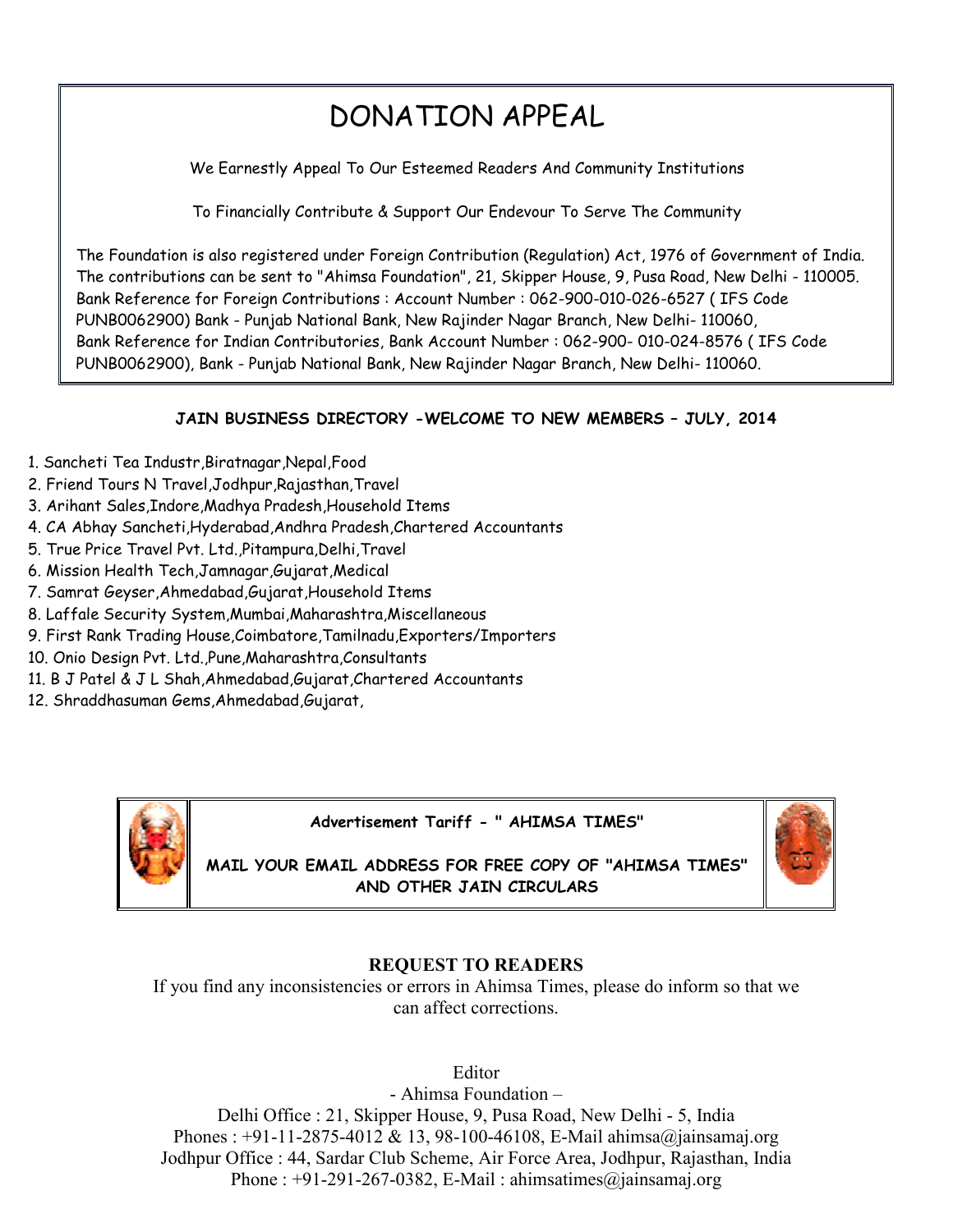# DONATION APPEAL

We Earnestly Appeal To Our Esteemed Readers And Community Institutions

To Financially Contribute & Support Our Endevour To Serve The Community

The Foundation is also registered under Foreign Contribution (Regulation) Act, 1976 of Government of India. The contributions can be sent to "Ahimsa Foundation", 21, Skipper House, 9, Pusa Road, New Delhi - 110005. Bank Reference for Foreign Contributions : Account Number : 062-900-010-026-6527 ( IFS Code PUNB0062900) Bank - Punjab National Bank, New Rajinder Nagar Branch, New Delhi- 110060, Bank Reference for Indian Contributories, Bank Account Number : 062-900- 010-024-8576 ( IFS Code PUNB0062900), Bank - Punjab National Bank, New Rajinder Nagar Branch, New Delhi- 110060.

**JAIN BUSINESS DIRECTORY -WELCOME TO NEW MEMBERS – JULY, 2014**

1. Sancheti Tea Industr,Biratnagar,Nepal,Food
2. Friend Tours N Travel,Jodhpur,Rajasthan,Travel
3. Arihant Sales,Indore,Madhya Pradesh,Household Items
4. CA Abhay Sancheti,Hyderabad,Andhra Pradesh,Chartered Accountants
5. True Price Travel Pvt. Ltd.,Pitampura,Delhi,Travel
6. Mission Health Tech,Jamnagar,Gujarat,Medical
7. Samrat Geyser,Ahmedabad,Gujarat,Household Items
8. Laffale Security System,Mumbai,Maharashtra,Miscellaneous
9. First Rank Trading House,Coimbatore,Tamilnadu,Exporters/Importers
10. Onio Design Pvt. Ltd.,Pune,Maharashtra,Consultants
11. B J Patel & J L Shah,Ahmedabad,Gujarat,Chartered Accountants
12. Shraddhasuman Gems,Ahmedabad,Gujarat,

**Advertisement Tariff - " AHIMSA TIMES"**

**MAIL YOUR EMAIL ADDRESS FOR FREE COPY OF "AHIMSA TIMES" AND OTHER JAIN CIRCULARS**

**REQUEST TO READERS**

If you find any inconsistencies or errors in Ahimsa Times, please do inform so that we can affect corrections.

Editor

- Ahimsa Foundation –

Delhi Office : 21, Skipper House, 9, Pusa Road, New Delhi - 5, India

Phones : +91-11-2875-4012 & 13, 98-100-46108, E-Mail ahimsa@jainsamaj.org

Jodhpur Office : 44, Sardar Club Scheme, Air Force Area, Jodhpur, Rajasthan, India

Phone : +91-291-267-0382, E-Mail : ahimsatimes@jainsamaj.org